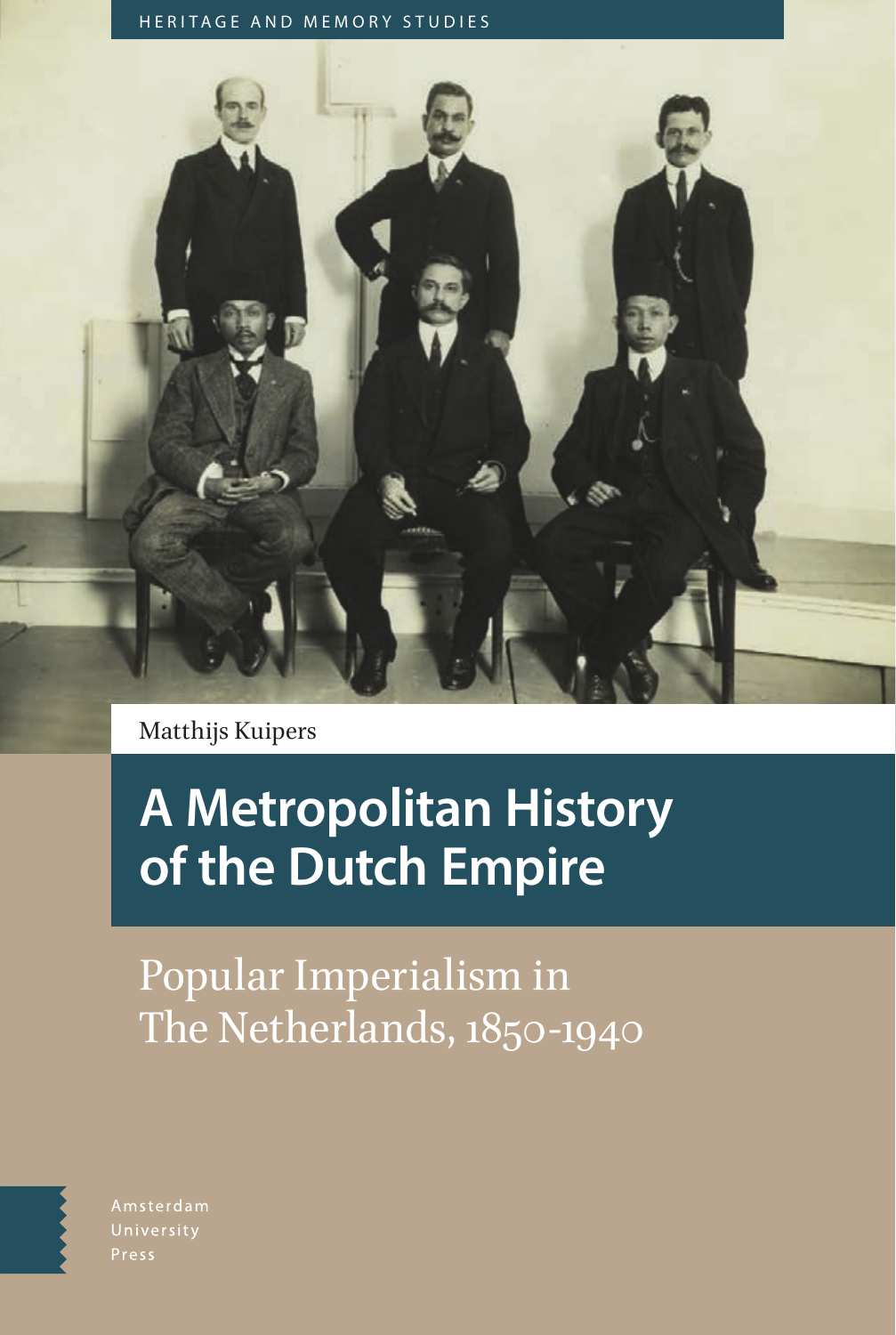HERITAGE AND MEMORY STUDIES

Matthijs Kuipers

# A Metropolitan History of the Dutch Empire

## Popular Imperialism in The Netherlands, 1850-1940

Amsterdam University Press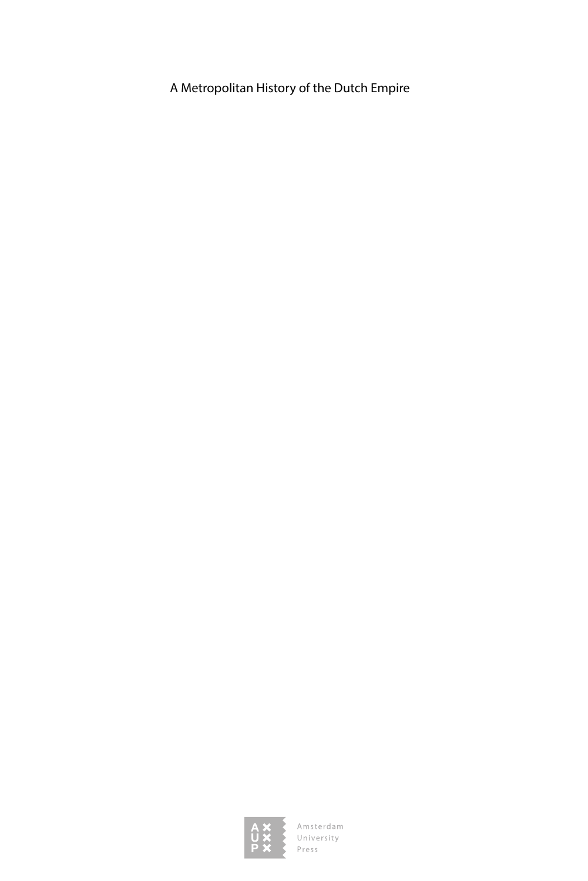A Metropolitan History of the Dutch Empire

Amsterdam
University
Press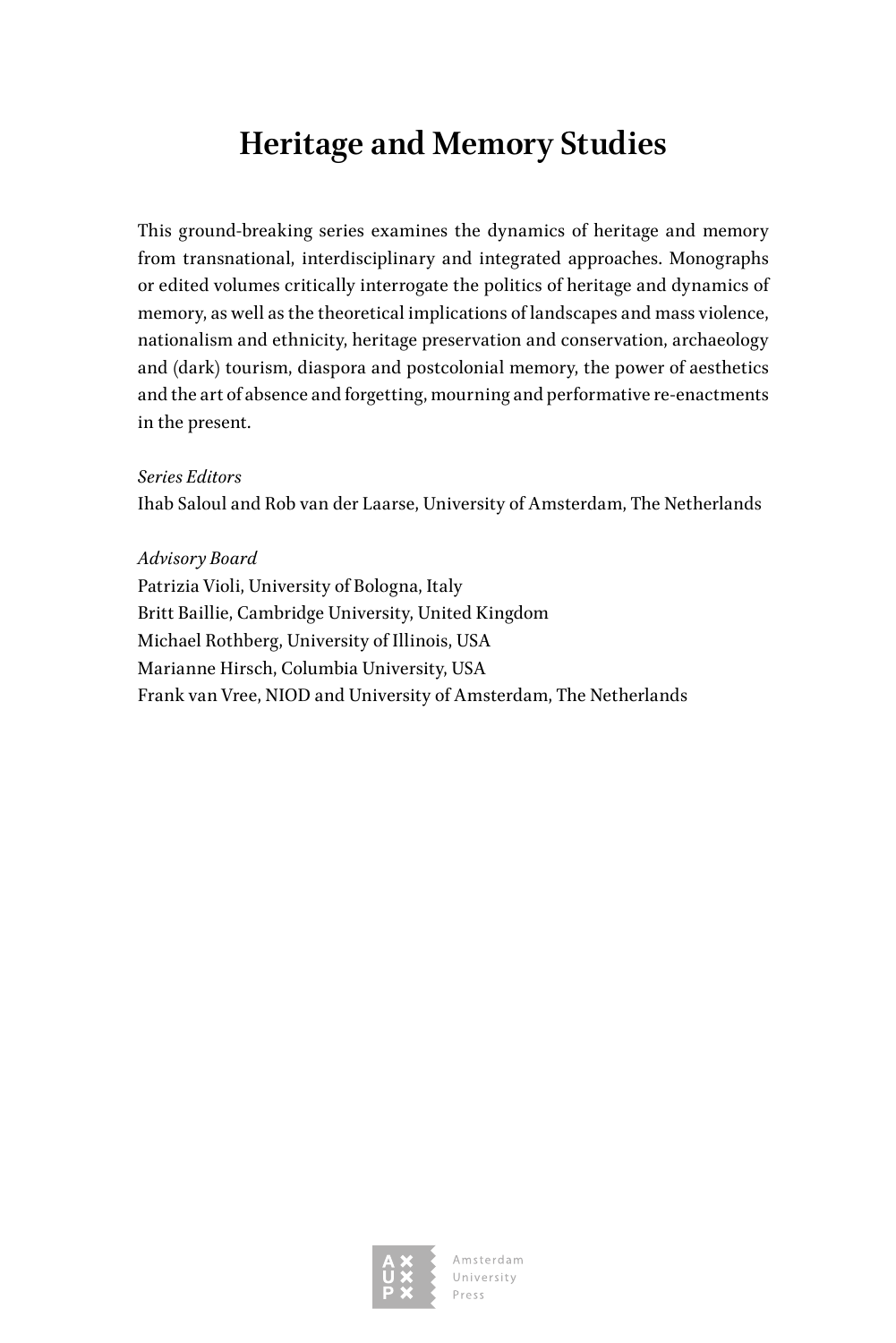# Heritage and Memory Studies

This ground-breaking series examines the dynamics of heritage and memory from transnational, interdisciplinary and integrated approaches. Monographs or edited volumes critically interrogate the politics of heritage and dynamics of memory, as well as the theoretical implications of landscapes and mass violence, nationalism and ethnicity, heritage preservation and conservation, archaeology and (dark) tourism, diaspora and postcolonial memory, the power of aesthetics and the art of absence and forgetting, mourning and performative re-enactments in the present.

*Series Editors*
Ihab Saloul and Rob van der Laarse, University of Amsterdam, The Netherlands

*Advisory Board*
Patrizia Violi, University of Bologna, Italy
Britt Baillie, Cambridge University, United Kingdom
Michael Rothberg, University of Illinois, USA
Marianne Hirsch, Columbia University, USA
Frank van Vree, NIOD and University of Amsterdam, The Netherlands

Amsterdam University Press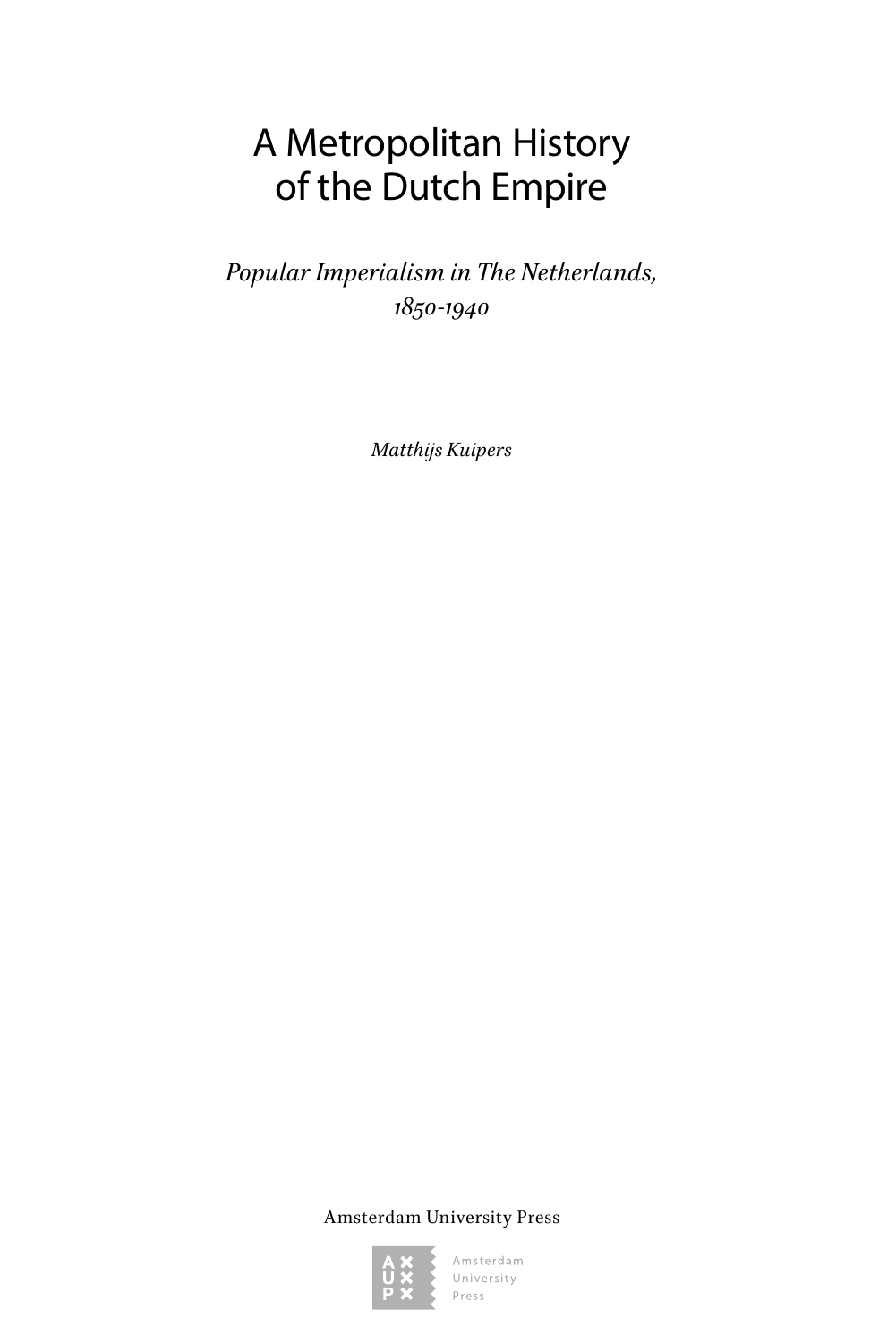# A Metropolitan History of the Dutch Empire

*Popular Imperialism in The Netherlands, 1850-1940*

*Matthijs Kuipers*

Amsterdam University Press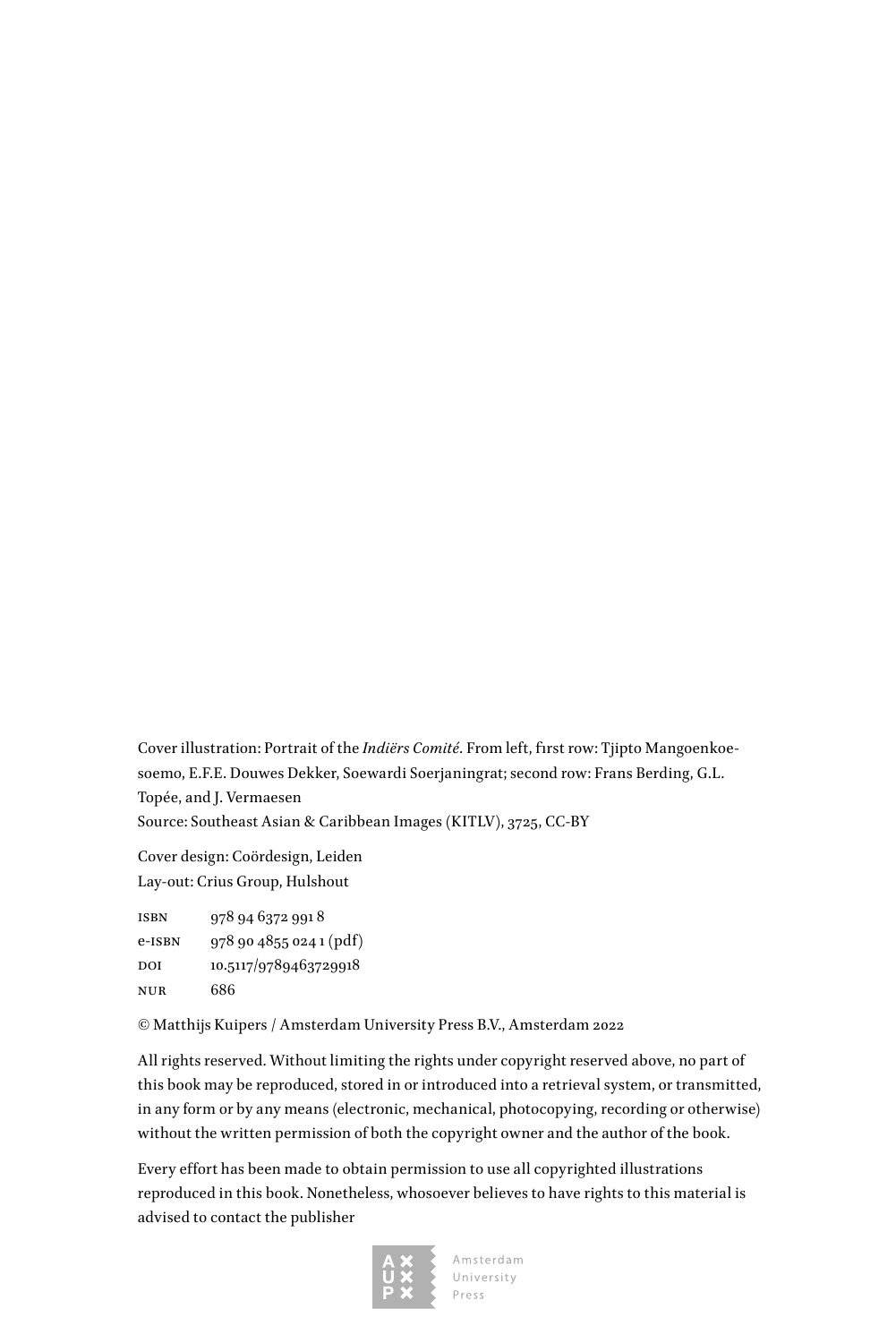Cover illustration: Portrait of the *Indiërs Comité*. From left, first row: Tjipto Mangoenkoesoemo, E.F.E. Douwes Dekker, Soewardi Soerjaningrat; second row: Frans Berding, G.L. Topée, and J. Vermaesen
Source: Southeast Asian & Caribbean Images (KITLV), 3725, CC-BY

Cover design: Coördesign, Leiden
Lay-out: Crius Group, Hulshout

ISBN 978 94 6372 991 8
e-ISBN 978 90 4855 024 1 (pdf)
DOI 10.5117/9789463729918
NUR 686

© Matthijs Kuipers / Amsterdam University Press B.V., Amsterdam 2022

All rights reserved. Without limiting the rights under copyright reserved above, no part of this book may be reproduced, stored in or introduced into a retrieval system, or transmitted, in any form or by any means (electronic, mechanical, photocopying, recording or otherwise) without the written permission of both the copyright owner and the author of the book.

Every effort has been made to obtain permission to use all copyrighted illustrations reproduced in this book. Nonetheless, whosoever believes to have rights to this material is advised to contact the publisher

Amsterdam University Press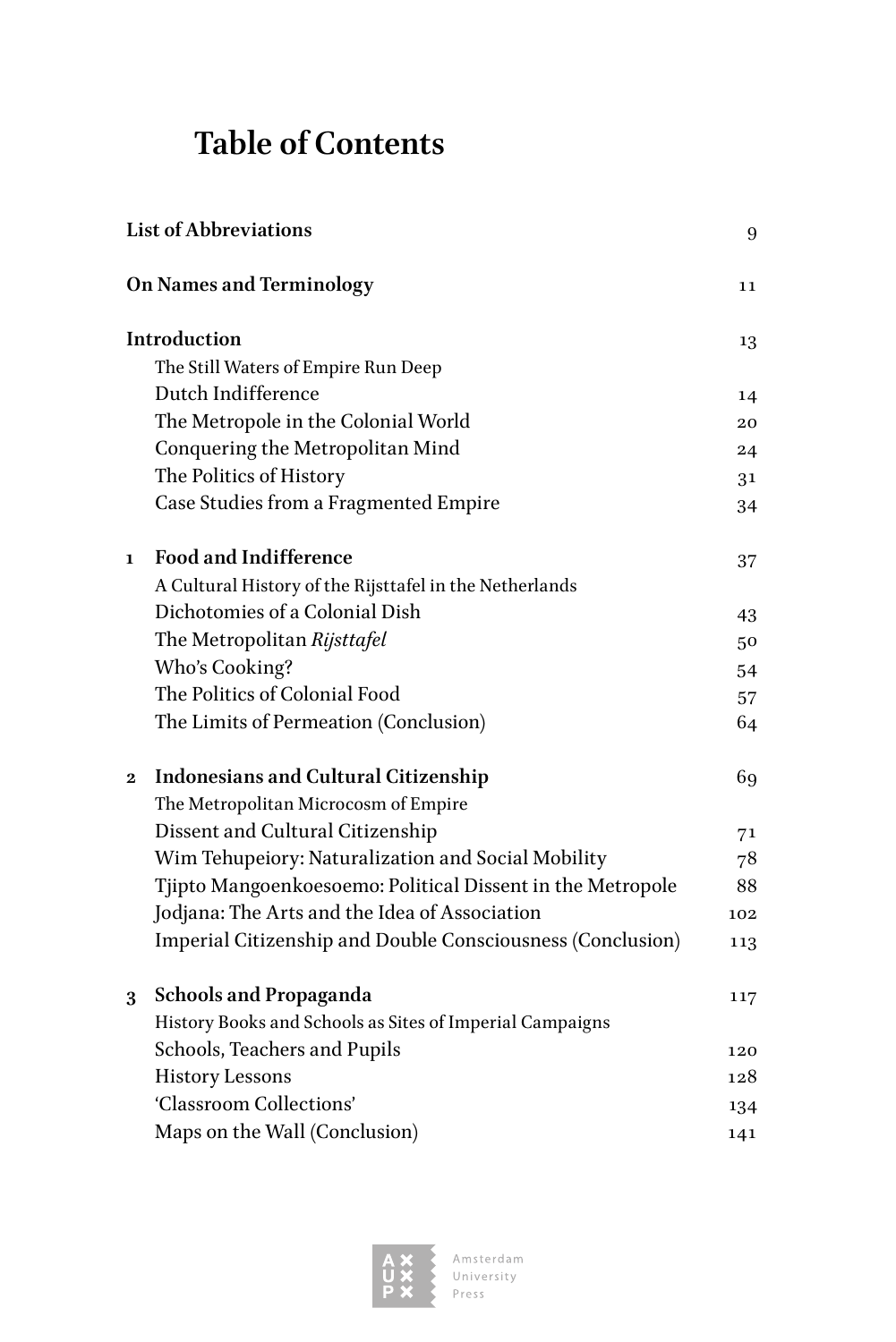# Table of Contents

| | | |
|---|---|---|
| **List of Abbreviations** | | 9 |
| **On Names and Terminology** | | 11 |
| **Introduction** | | 13 |
| | The Still Waters of Empire Run Deep | |
| | Dutch Indifference | 14 |
| | The Metropole in the Colonial World | 20 |
| | Conquering the Metropolitan Mind | 24 |
| | The Politics of History | 31 |
| | Case Studies from a Fragmented Empire | 34 |
| **1** | **Food and Indifference** | 37 |
| | A Cultural History of the Rijsttafel in the Netherlands | |
| | Dichotomies of a Colonial Dish | 43 |
| | The Metropolitan *Rijsttafel* | 50 |
| | Who's Cooking? | 54 |
| | The Politics of Colonial Food | 57 |
| | The Limits of Permeation (Conclusion) | 64 |
| **2** | **Indonesians and Cultural Citizenship** | 69 |
| | The Metropolitan Microcosm of Empire | |
| | Dissent and Cultural Citizenship | 71 |
| | Wim Tehupeiory: Naturalization and Social Mobility | 78 |
| | Tjipto Mangoenkoesoemo: Political Dissent in the Metropole | 88 |
| | Jodjana: The Arts and the Idea of Association | 102 |
| | Imperial Citizenship and Double Consciousness (Conclusion) | 113 |
| **3** | **Schools and Propaganda** | 117 |
| | History Books and Schools as Sites of Imperial Campaigns | |
| | Schools, Teachers and Pupils | 120 |
| | History Lessons | 128 |
| | 'Classroom Collections' | 134 |
| | Maps on the Wall (Conclusion) | 141 |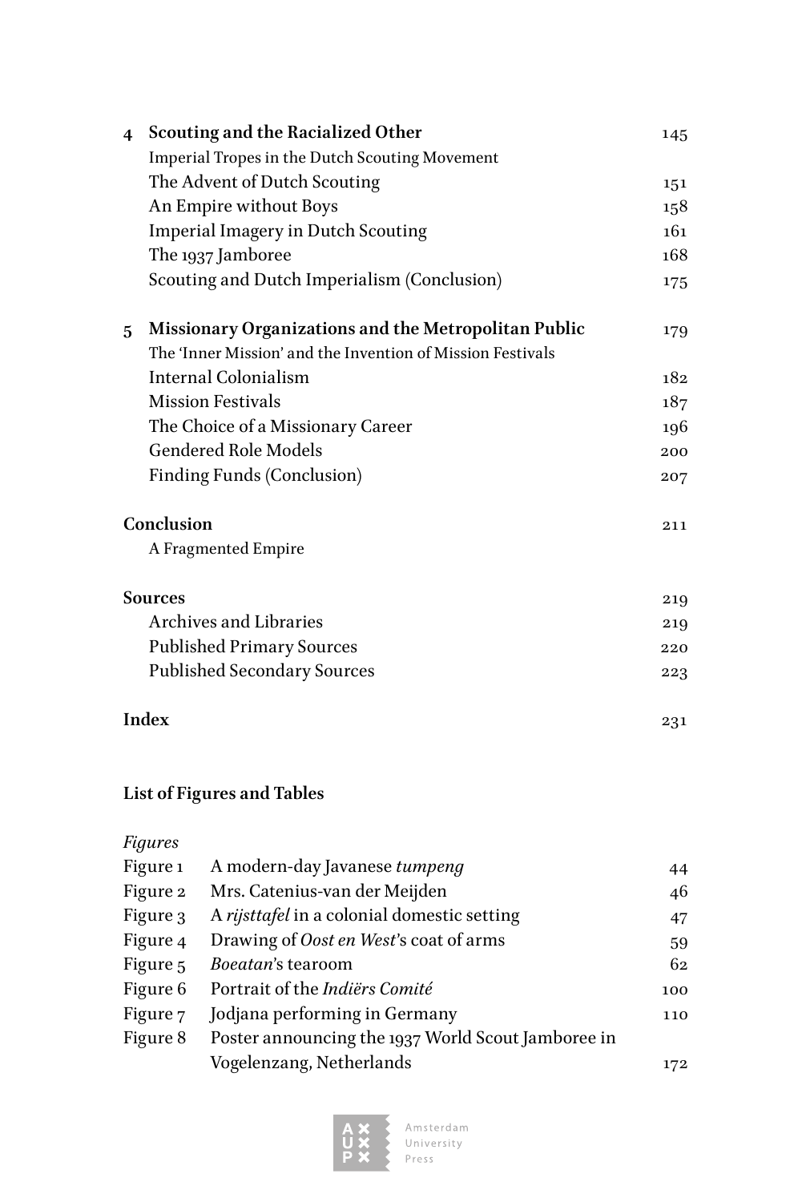**4 Scouting and the Racialized Other** 145

Imperial Tropes in the Dutch Scouting Movement

The Advent of Dutch Scouting 151

An Empire without Boys 158

Imperial Imagery in Dutch Scouting 161

The 1937 Jamboree 168

Scouting and Dutch Imperialism (Conclusion) 175

**5 Missionary Organizations and the Metropolitan Public** 179

The 'Inner Mission' and the Invention of Mission Festivals

Internal Colonialism 182

Mission Festivals 187

The Choice of a Missionary Career 196

Gendered Role Models 200

Finding Funds (Conclusion) 207

**Conclusion** 211

A Fragmented Empire

**Sources** 219

Archives and Libraries 219

Published Primary Sources 220

Published Secondary Sources 223

**Index** 231

## List of Figures and Tables

*Figures*

| | | |
|---|---|---|
| Figure 1 | A modern-day Javanese *tumpeng* | 44 |
| Figure 2 | Mrs. Catenius-van der Meijden | 46 |
| Figure 3 | A *rijsttafel* in a colonial domestic setting | 47 |
| Figure 4 | Drawing of *Oost en West*'s coat of arms | 59 |
| Figure 5 | *Boeatan*'s tearoom | 62 |
| Figure 6 | Portrait of the *Indiërs Comité* | 100 |
| Figure 7 | Jodjana performing in Germany | 110 |
| Figure 8 | Poster announcing the 1937 World Scout Jamboree in Vogelenzang, Netherlands | 172 |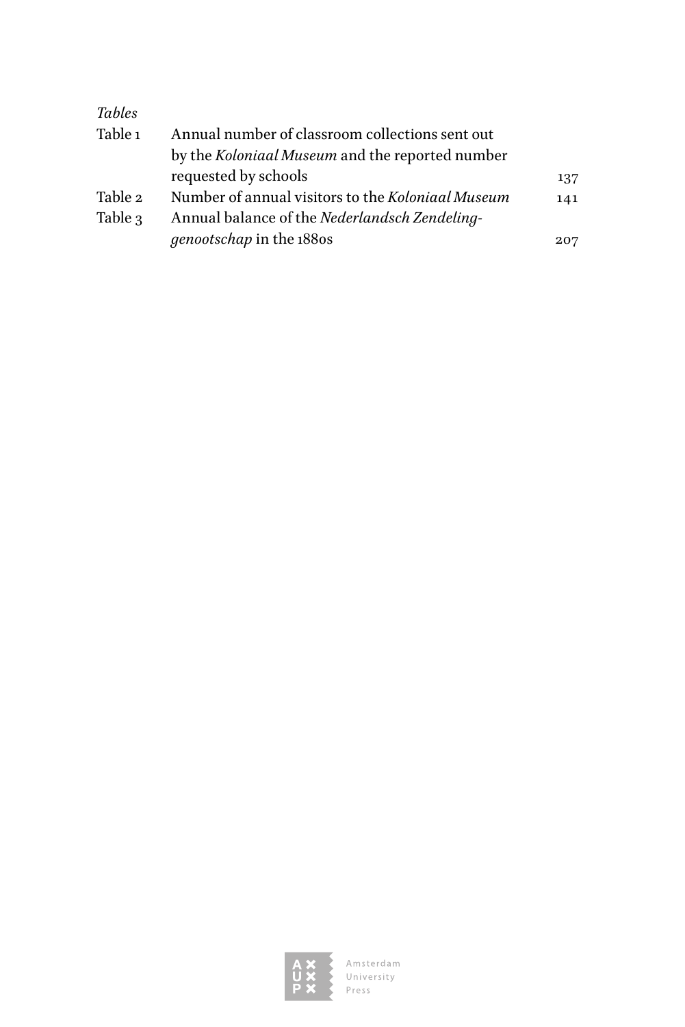*Tables*

| | | |
|---|---|---|
| Table 1 | Annual number of classroom collections sent out by the *Koloniaal Museum* and the reported number requested by schools | 137 |
| Table 2 | Number of annual visitors to the *Koloniaal Museum* | 141 |
| Table 3 | Annual balance of the *Nederlandsch Zendeling-genootschap* in the 1880s | 207 |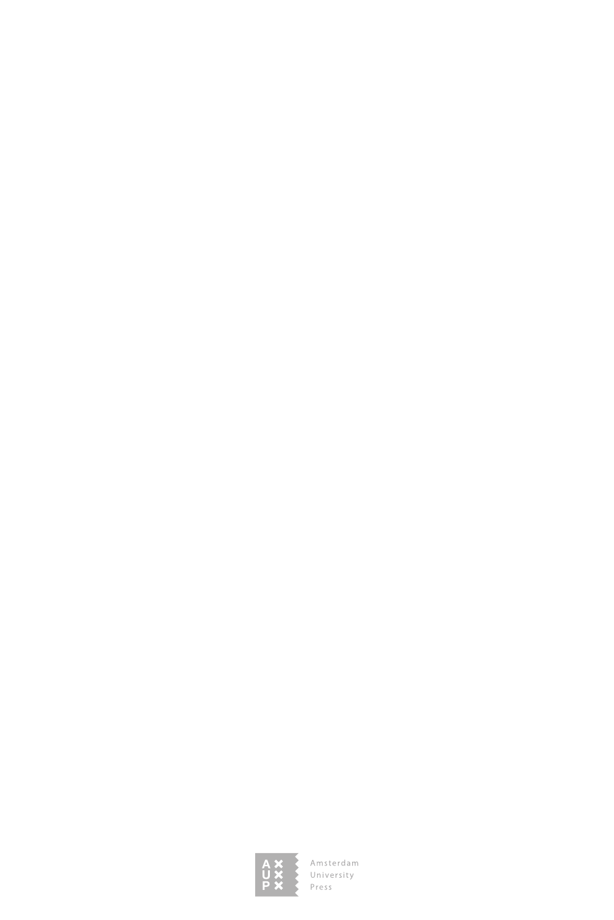Amsterdam
University
Press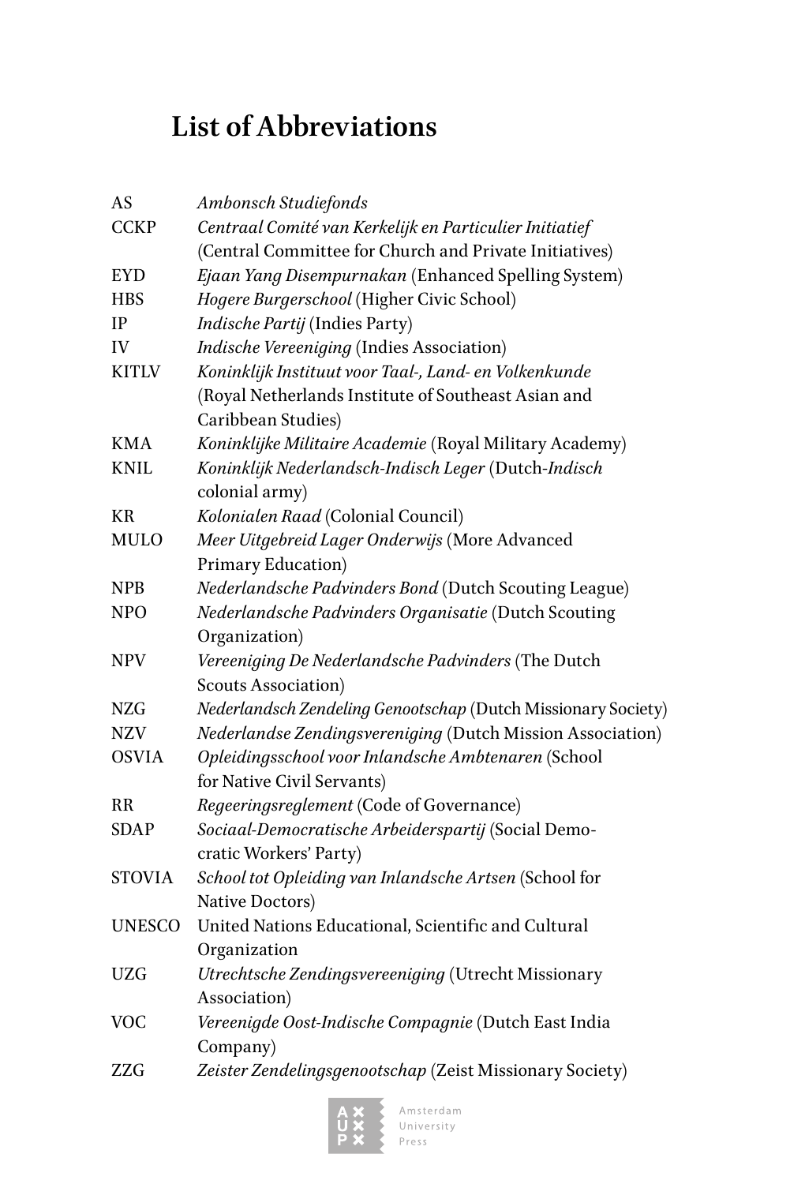# List of Abbreviations

| | |
|---|---|
| AS | *Ambonsch Studiefonds* |
| CCKP | *Centraal Comité van Kerkelijk en Particulier Initiatief* (Central Committee for Church and Private Initiatives) |
| EYD | *Ejaan Yang Disempurnakan* (Enhanced Spelling System) |
| HBS | *Hogere Burgerschool* (Higher Civic School) |
| IP | *Indische Partij* (Indies Party) |
| IV | *Indische Vereeniging* (Indies Association) |
| KITLV | *Koninklijk Instituut voor Taal-, Land- en Volkenkunde* (Royal Netherlands Institute of Southeast Asian and Caribbean Studies) |
| KMA | *Koninklijke Militaire Academie* (Royal Military Academy) |
| KNIL | *Koninklijk Nederlandsch-Indisch Leger* (Dutch-*Indisch* colonial army) |
| KR | *Kolonialen Raad* (Colonial Council) |
| MULO | *Meer Uitgebreid Lager Onderwijs* (More Advanced Primary Education) |
| NPB | *Nederlandsche Padvinders Bond* (Dutch Scouting League) |
| NPO | *Nederlandsche Padvinders Organisatie* (Dutch Scouting Organization) |
| NPV | *Vereeniging De Nederlandsche Padvinders* (The Dutch Scouts Association) |
| NZG | *Nederlandsch Zendeling Genootschap* (Dutch Missionary Society) |
| NZV | *Nederlandse Zendingsvereniging* (Dutch Mission Association) |
| OSVIA | *Opleidingsschool voor Inlandsche Ambtenaren* (School for Native Civil Servants) |
| RR | *Regeeringsreglement* (Code of Governance) |
| SDAP | *Sociaal-Democratische Arbeiderspartij* (Social Democratic Workers' Party) |
| STOVIA | *School tot Opleiding van Inlandsche Artsen* (School for Native Doctors) |
| UNESCO | United Nations Educational, Scientific and Cultural Organization |
| UZG | *Utrechtsche Zendingsvereeniging* (Utrecht Missionary Association) |
| VOC | *Vereenigde Oost-Indische Compagnie* (Dutch East India Company) |
| ZZG | *Zeister Zendelingsgenootschap* (Zeist Missionary Society) |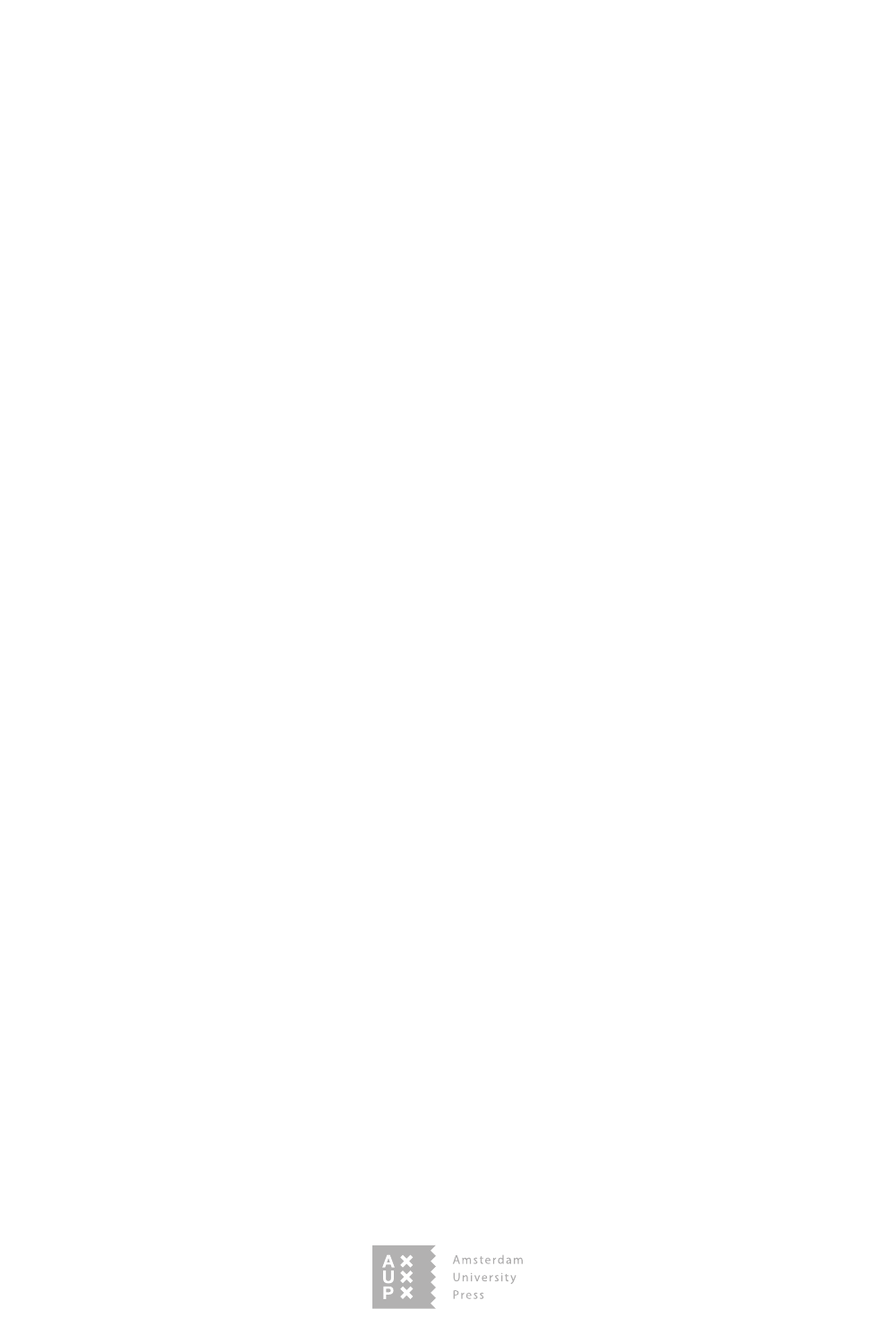Amsterdam
University
Press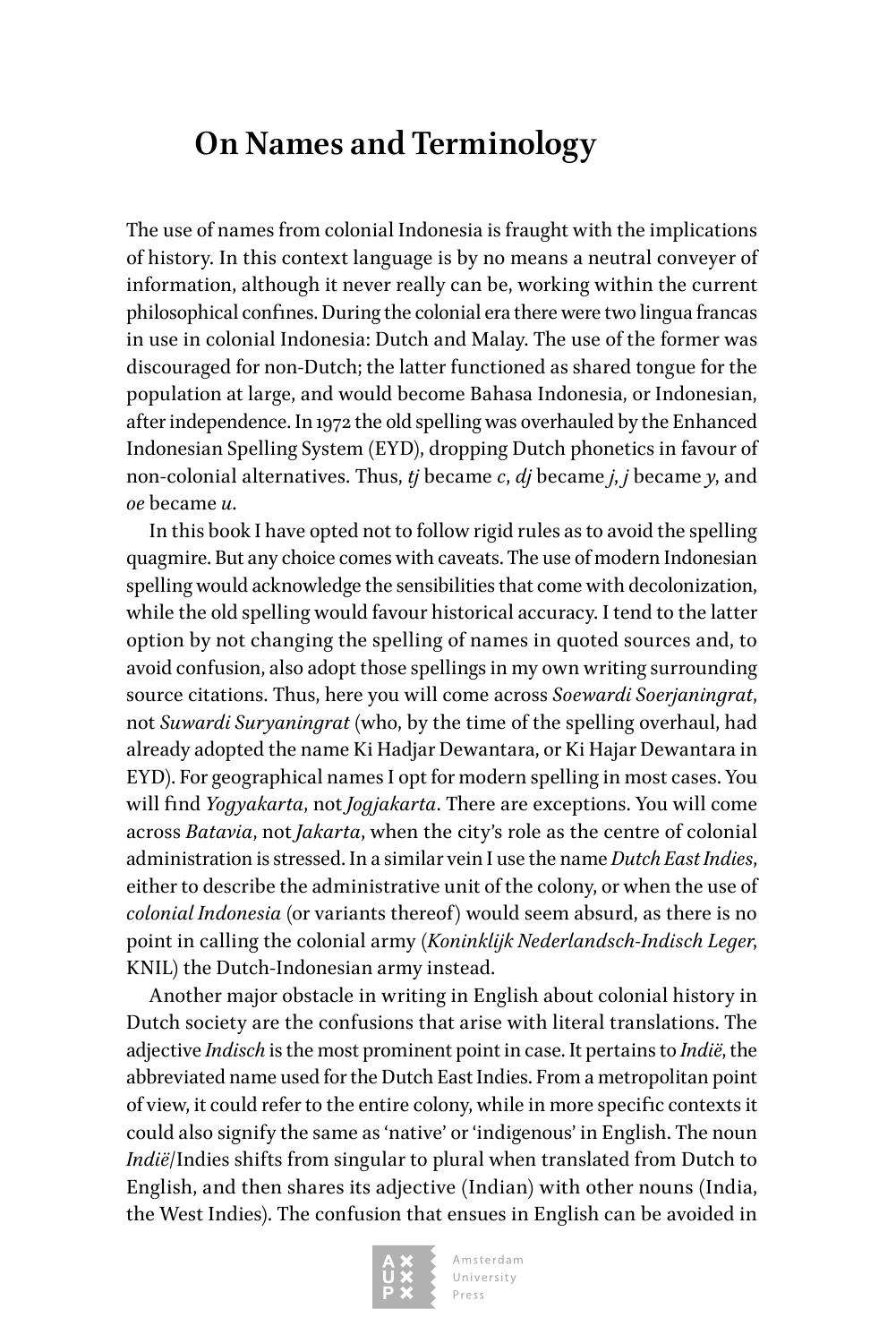# On Names and Terminology

The use of names from colonial Indonesia is fraught with the implications of history. In this context language is by no means a neutral conveyer of information, although it never really can be, working within the current philosophical confines. During the colonial era there were two lingua francas in use in colonial Indonesia: Dutch and Malay. The use of the former was discouraged for non-Dutch; the latter functioned as shared tongue for the population at large, and would become Bahasa Indonesia, or Indonesian, after independence. In 1972 the old spelling was overhauled by the Enhanced Indonesian Spelling System (EYD), dropping Dutch phonetics in favour of non-colonial alternatives. Thus, *tj* became *c*, *dj* became *j*, *j* became *y*, and *oe* became *u*.

In this book I have opted not to follow rigid rules as to avoid the spelling quagmire. But any choice comes with caveats. The use of modern Indonesian spelling would acknowledge the sensibilities that come with decolonization, while the old spelling would favour historical accuracy. I tend to the latter option by not changing the spelling of names in quoted sources and, to avoid confusion, also adopt those spellings in my own writing surrounding source citations. Thus, here you will come across *Soewardi Soerjaningrat*, not *Suwardi Suryaningrat* (who, by the time of the spelling overhaul, had already adopted the name Ki Hadjar Dewantara, or Ki Hajar Dewantara in EYD). For geographical names I opt for modern spelling in most cases. You will find *Yogyakarta*, not *Jogjakarta*. There are exceptions. You will come across *Batavia*, not *Jakarta*, when the city's role as the centre of colonial administration is stressed. In a similar vein I use the name *Dutch East Indies*, either to describe the administrative unit of the colony, or when the use of *colonial Indonesia* (or variants thereof) would seem absurd, as there is no point in calling the colonial army (*Koninklijk Nederlandsch-Indisch Leger*, KNIL) the Dutch-Indonesian army instead.

Another major obstacle in writing in English about colonial history in Dutch society are the confusions that arise with literal translations. The adjective *Indisch* is the most prominent point in case. It pertains to *Indië*, the abbreviated name used for the Dutch East Indies. From a metropolitan point of view, it could refer to the entire colony, while in more specific contexts it could also signify the same as 'native' or 'indigenous' in English. The noun *Indië*/Indies shifts from singular to plural when translated from Dutch to English, and then shares its adjective (Indian) with other nouns (India, the West Indies). The confusion that ensues in English can be avoided in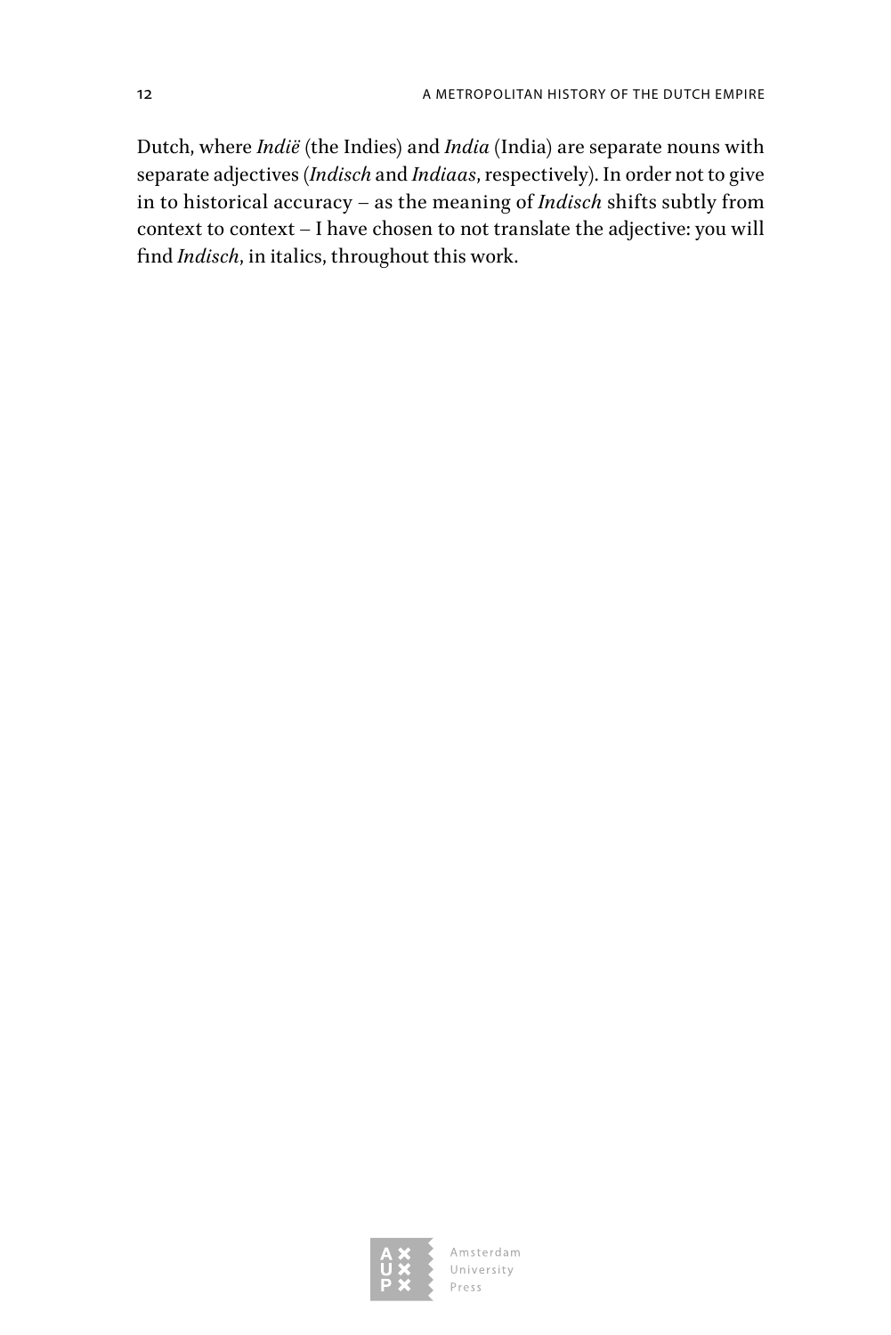Dutch, where *Indië* (the Indies) and *India* (India) are separate nouns with separate adjectives (*Indisch* and *Indiaas*, respectively). In order not to give in to historical accuracy – as the meaning of *Indisch* shifts subtly from context to context – I have chosen to not translate the adjective: you will find *Indisch*, in italics, throughout this work.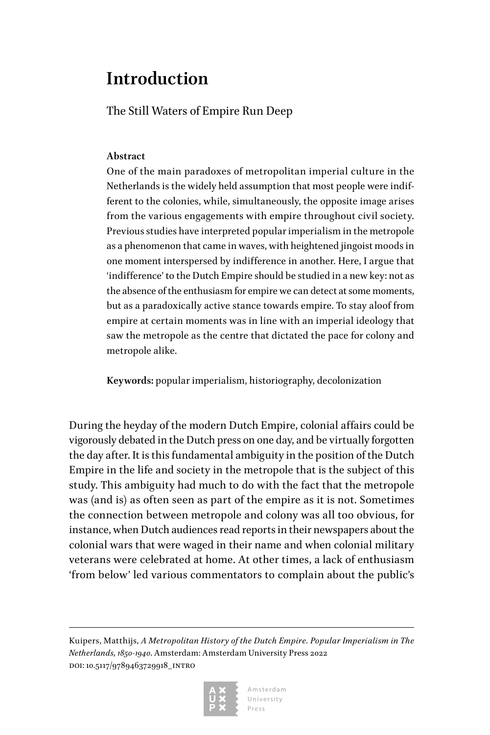# Introduction

The Still Waters of Empire Run Deep

**Abstract**

One of the main paradoxes of metropolitan imperial culture in the Netherlands is the widely held assumption that most people were indifferent to the colonies, while, simultaneously, the opposite image arises from the various engagements with empire throughout civil society. Previous studies have interpreted popular imperialism in the metropole as a phenomenon that came in waves, with heightened jingoist moods in one moment interspersed by indifference in another. Here, I argue that 'indifference' to the Dutch Empire should be studied in a new key: not as the absence of the enthusiasm for empire we can detect at some moments, but as a paradoxically active stance towards empire. To stay aloof from empire at certain moments was in line with an imperial ideology that saw the metropole as the centre that dictated the pace for colony and metropole alike.

**Keywords:** popular imperialism, historiography, decolonization

During the heyday of the modern Dutch Empire, colonial affairs could be vigorously debated in the Dutch press on one day, and be virtually forgotten the day after. It is this fundamental ambiguity in the position of the Dutch Empire in the life and society in the metropole that is the subject of this study. This ambiguity had much to do with the fact that the metropole was (and is) as often seen as part of the empire as it is not. Sometimes the connection between metropole and colony was all too obvious, for instance, when Dutch audiences read reports in their newspapers about the colonial wars that were waged in their name and when colonial military veterans were celebrated at home. At other times, a lack of enthusiasm 'from below' led various commentators to complain about the public's

---

Kuipers, Matthijs, *A Metropolitan History of the Dutch Empire. Popular Imperialism in The Netherlands, 1850-1940*. Amsterdam: Amsterdam University Press 2022
DOI: 10.5117/9789463729918_INTRO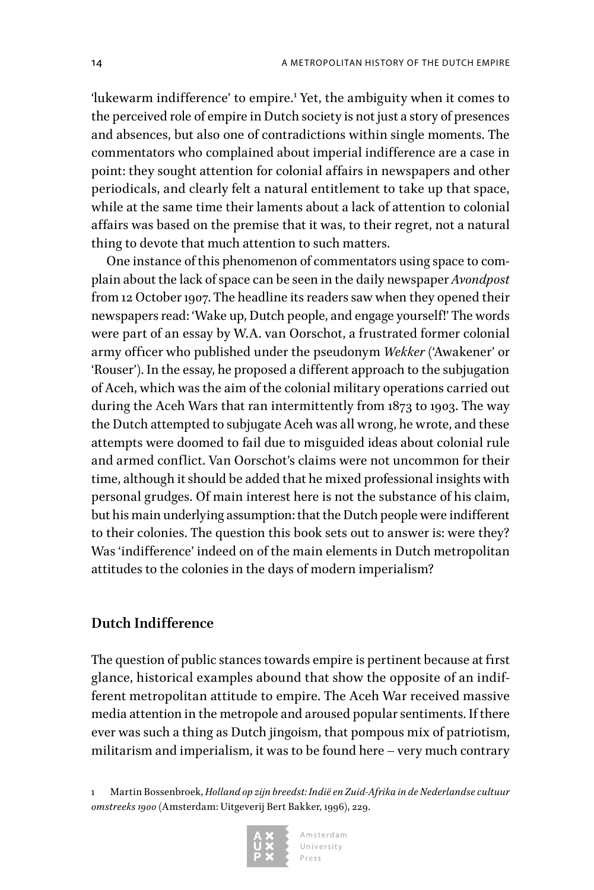'lukewarm indifference' to empire.[1] Yet, the ambiguity when it comes to the perceived role of empire in Dutch society is not just a story of presences and absences, but also one of contradictions within single moments. The commentators who complained about imperial indifference are a case in point: they sought attention for colonial affairs in newspapers and other periodicals, and clearly felt a natural entitlement to take up that space, while at the same time their laments about a lack of attention to colonial affairs was based on the premise that it was, to their regret, not a natural thing to devote that much attention to such matters.

One instance of this phenomenon of commentators using space to complain about the lack of space can be seen in the daily newspaper *Avondpost* from 12 October 1907. The headline its readers saw when they opened their newspapers read: 'Wake up, Dutch people, and engage yourself!' The words were part of an essay by W.A. van Oorschot, a frustrated former colonial army officer who published under the pseudonym *Wekker* ('Awakener' or 'Rouser'). In the essay, he proposed a different approach to the subjugation of Aceh, which was the aim of the colonial military operations carried out during the Aceh Wars that ran intermittently from 1873 to 1903. The way the Dutch attempted to subjugate Aceh was all wrong, he wrote, and these attempts were doomed to fail due to misguided ideas about colonial rule and armed conflict. Van Oorschot's claims were not uncommon for their time, although it should be added that he mixed professional insights with personal grudges. Of main interest here is not the substance of his claim, but his main underlying assumption: that the Dutch people were indifferent to their colonies. The question this book sets out to answer is: were they? Was 'indifference' indeed on of the main elements in Dutch metropolitan attitudes to the colonies in the days of modern imperialism?

## Dutch Indifference

The question of public stances towards empire is pertinent because at first glance, historical examples abound that show the opposite of an indifferent metropolitan attitude to empire. The Aceh War received massive media attention in the metropole and aroused popular sentiments. If there ever was such a thing as Dutch jingoism, that pompous mix of patriotism, militarism and imperialism, it was to be found here – very much contrary

1 Martin Bossenbroek, *Holland op zijn breedst: Indië en Zuid-Afrika in de Nederlandse cultuur omstreeks 1900* (Amsterdam: Uitgeverij Bert Bakker, 1996), 229.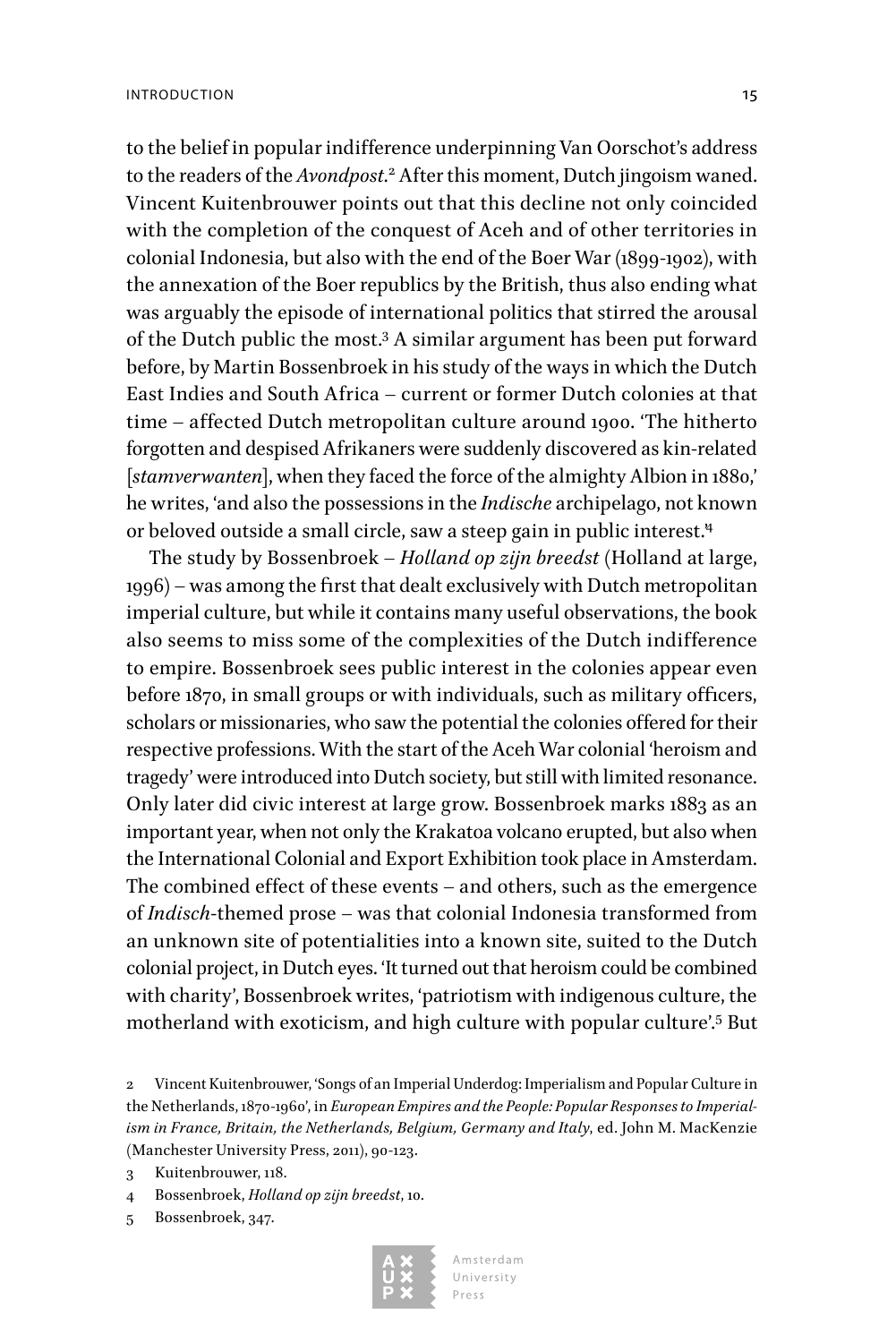to the belief in popular indifference underpinning Van Oorschot's address to the readers of the *Avondpost*.[2] After this moment, Dutch jingoism waned. Vincent Kuitenbrouwer points out that this decline not only coincided with the completion of the conquest of Aceh and of other territories in colonial Indonesia, but also with the end of the Boer War (1899-1902), with the annexation of the Boer republics by the British, thus also ending what was arguably the episode of international politics that stirred the arousal of the Dutch public the most.[3] A similar argument has been put forward before, by Martin Bossenbroek in his study of the ways in which the Dutch East Indies and South Africa – current or former Dutch colonies at that time – affected Dutch metropolitan culture around 1900. 'The hitherto forgotten and despised Afrikaners were suddenly discovered as kin-related [*stamverwanten*], when they faced the force of the almighty Albion in 1880,' he writes, 'and also the possessions in the *Indische* archipelago, not known or beloved outside a small circle, saw a steep gain in public interest.'[4]

The study by Bossenbroek – *Holland op zijn breedst* (Holland at large, 1996) – was among the first that dealt exclusively with Dutch metropolitan imperial culture, but while it contains many useful observations, the book also seems to miss some of the complexities of the Dutch indifference to empire. Bossenbroek sees public interest in the colonies appear even before 1870, in small groups or with individuals, such as military officers, scholars or missionaries, who saw the potential the colonies offered for their respective professions. With the start of the Aceh War colonial 'heroism and tragedy' were introduced into Dutch society, but still with limited resonance. Only later did civic interest at large grow. Bossenbroek marks 1883 as an important year, when not only the Krakatoa volcano erupted, but also when the International Colonial and Export Exhibition took place in Amsterdam. The combined effect of these events – and others, such as the emergence of *Indisch*-themed prose – was that colonial Indonesia transformed from an unknown site of potentialities into a known site, suited to the Dutch colonial project, in Dutch eyes. 'It turned out that heroism could be combined with charity', Bossenbroek writes, 'patriotism with indigenous culture, the motherland with exoticism, and high culture with popular culture'.[5] But

2 Vincent Kuitenbrouwer, 'Songs of an Imperial Underdog: Imperialism and Popular Culture in the Netherlands, 1870-1960', in *European Empires and the People: Popular Responses to Imperialism in France, Britain, the Netherlands, Belgium, Germany and Italy*, ed. John M. MacKenzie (Manchester University Press, 2011), 90-123.

3 Kuitenbrouwer, 118.

4 Bossenbroek, *Holland op zijn breedst*, 10.

5 Bossenbroek, 347.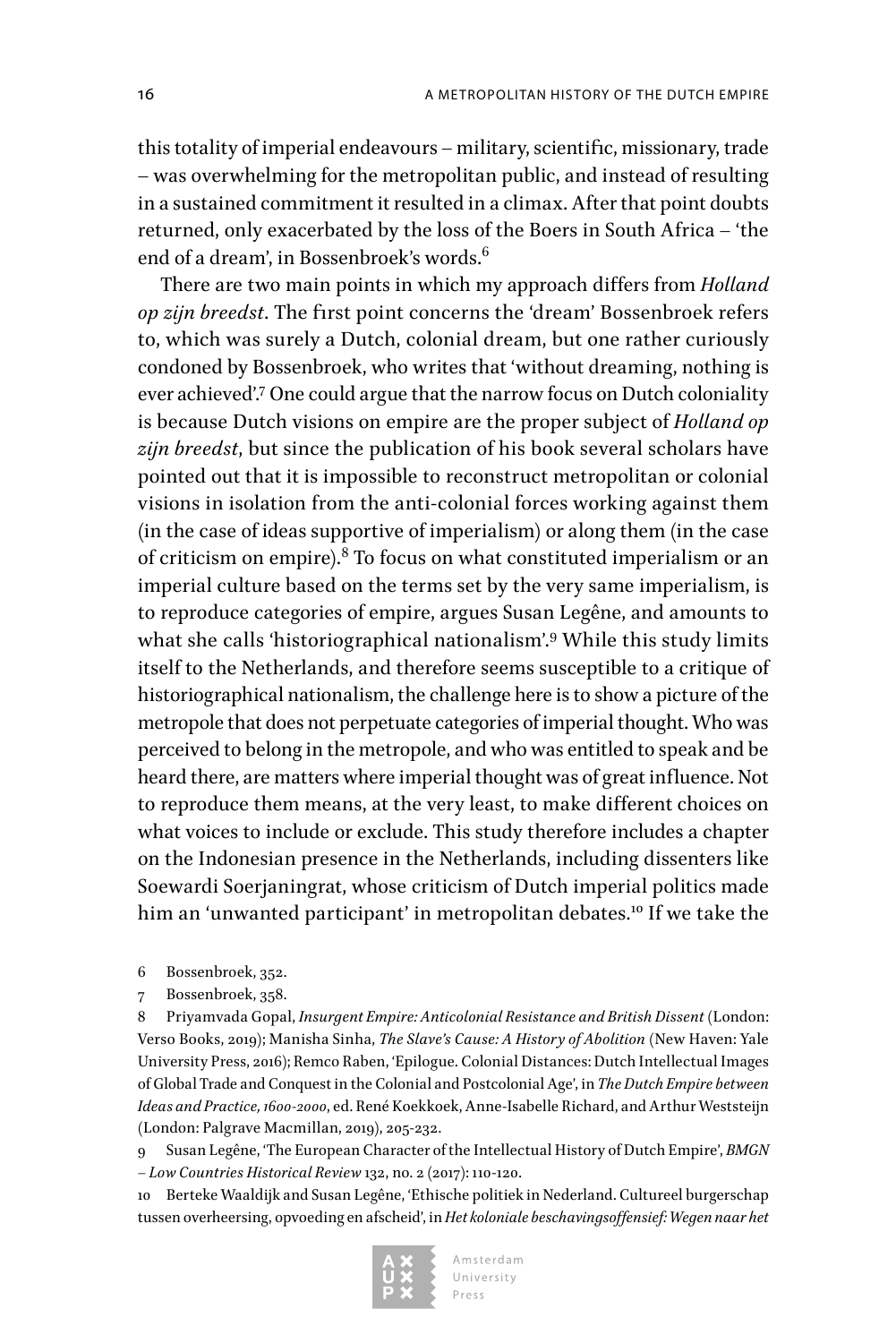this totality of imperial endeavours – military, scientific, missionary, trade – was overwhelming for the metropolitan public, and instead of resulting in a sustained commitment it resulted in a climax. After that point doubts returned, only exacerbated by the loss of the Boers in South Africa – 'the end of a dream', in Bossenbroek's words.[6]

There are two main points in which my approach differs from *Holland op zijn breedst*. The first point concerns the 'dream' Bossenbroek refers to, which was surely a Dutch, colonial dream, but one rather curiously condoned by Bossenbroek, who writes that 'without dreaming, nothing is ever achieved'.[7] One could argue that the narrow focus on Dutch coloniality is because Dutch visions on empire are the proper subject of *Holland op zijn breedst*, but since the publication of his book several scholars have pointed out that it is impossible to reconstruct metropolitan or colonial visions in isolation from the anti-colonial forces working against them (in the case of ideas supportive of imperialism) or along them (in the case of criticism on empire).[8] To focus on what constituted imperialism or an imperial culture based on the terms set by the very same imperialism, is to reproduce categories of empire, argues Susan Legêne, and amounts to what she calls 'historiographical nationalism'.[9] While this study limits itself to the Netherlands, and therefore seems susceptible to a critique of historiographical nationalism, the challenge here is to show a picture of the metropole that does not perpetuate categories of imperial thought. Who was perceived to belong in the metropole, and who was entitled to speak and be heard there, are matters where imperial thought was of great influence. Not to reproduce them means, at the very least, to make different choices on what voices to include or exclude. This study therefore includes a chapter on the Indonesian presence in the Netherlands, including dissenters like Soewardi Soerjaningrat, whose criticism of Dutch imperial politics made him an 'unwanted participant' in metropolitan debates.[10] If we take the

6 Bossenbroek, 352.

7 Bossenbroek, 358.

8 Priyamvada Gopal, *Insurgent Empire: Anticolonial Resistance and British Dissent* (London: Verso Books, 2019); Manisha Sinha, *The Slave's Cause: A History of Abolition* (New Haven: Yale University Press, 2016); Remco Raben, 'Epilogue. Colonial Distances: Dutch Intellectual Images of Global Trade and Conquest in the Colonial and Postcolonial Age', in *The Dutch Empire between Ideas and Practice, 1600-2000*, ed. René Koekkoek, Anne-Isabelle Richard, and Arthur Weststeijn (London: Palgrave Macmillan, 2019), 205-232.

9 Susan Legêne, 'The European Character of the Intellectual History of Dutch Empire', *BMGN – Low Countries Historical Review* 132, no. 2 (2017): 110-120.

10 Berteke Waaldijk and Susan Legêne, 'Ethische politiek in Nederland. Cultureel burgerschap tussen overheersing, opvoeding en afscheid', in *Het koloniale beschavingsoffensief: Wegen naar het*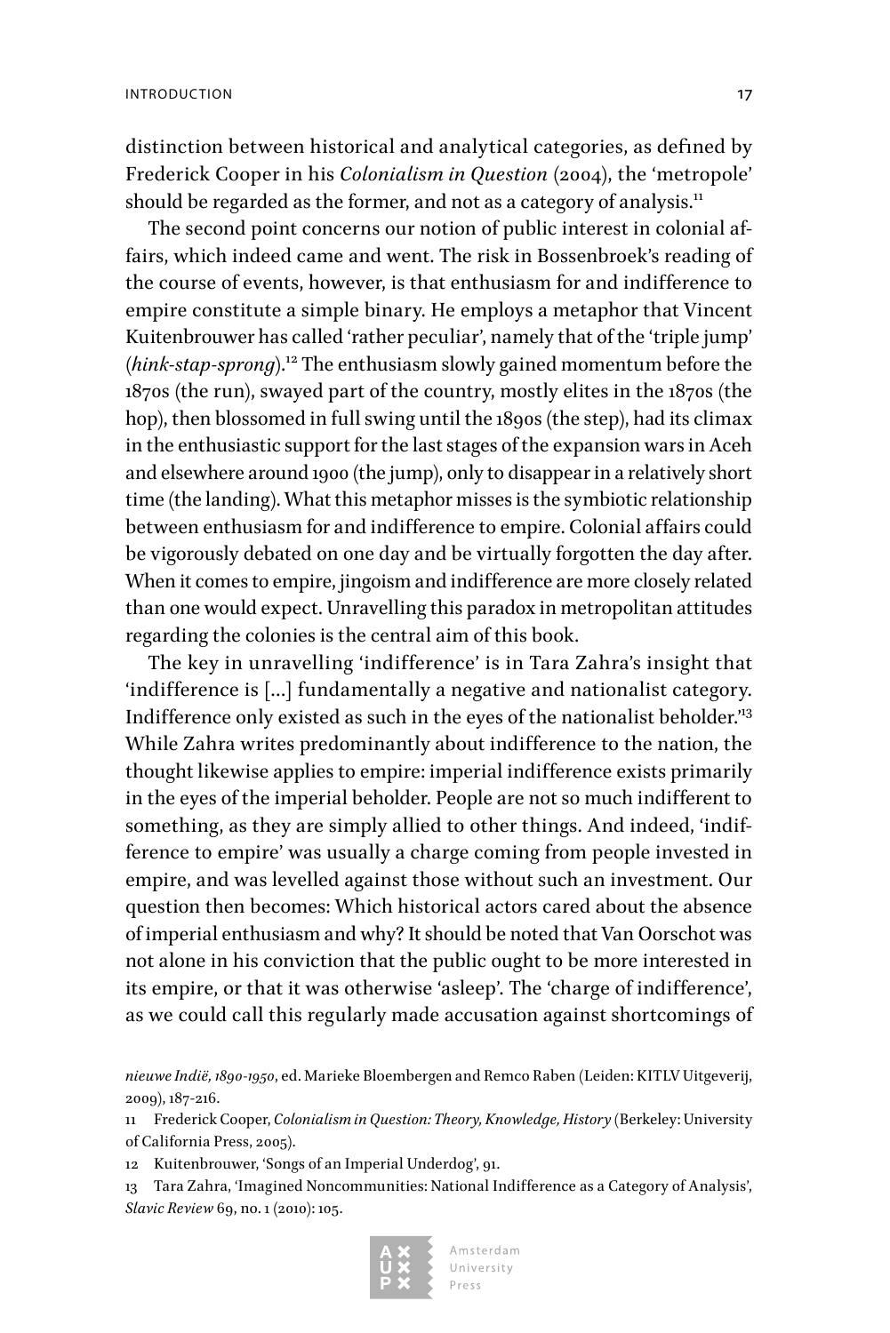distinction between historical and analytical categories, as defined by Frederick Cooper in his *Colonialism in Question* (2004), the 'metropole' should be regarded as the former, and not as a category of analysis.[11]

The second point concerns our notion of public interest in colonial affairs, which indeed came and went. The risk in Bossenbroek's reading of the course of events, however, is that enthusiasm for and indifference to empire constitute a simple binary. He employs a metaphor that Vincent Kuitenbrouwer has called 'rather peculiar', namely that of the 'triple jump' (*hink-stap-sprong*).[12] The enthusiasm slowly gained momentum before the 1870s (the run), swayed part of the country, mostly elites in the 1870s (the hop), then blossomed in full swing until the 1890s (the step), had its climax in the enthusiastic support for the last stages of the expansion wars in Aceh and elsewhere around 1900 (the jump), only to disappear in a relatively short time (the landing). What this metaphor misses is the symbiotic relationship between enthusiasm for and indifference to empire. Colonial affairs could be vigorously debated on one day and be virtually forgotten the day after. When it comes to empire, jingoism and indifference are more closely related than one would expect. Unravelling this paradox in metropolitan attitudes regarding the colonies is the central aim of this book.

The key in unravelling 'indifference' is in Tara Zahra's insight that 'indifference is [...] fundamentally a negative and nationalist category. Indifference only existed as such in the eyes of the nationalist beholder.'[13] While Zahra writes predominantly about indifference to the nation, the thought likewise applies to empire: imperial indifference exists primarily in the eyes of the imperial beholder. People are not so much indifferent to something, as they are simply allied to other things. And indeed, 'indifference to empire' was usually a charge coming from people invested in empire, and was levelled against those without such an investment. Our question then becomes: Which historical actors cared about the absence of imperial enthusiasm and why? It should be noted that Van Oorschot was not alone in his conviction that the public ought to be more interested in its empire, or that it was otherwise 'asleep'. The 'charge of indifference', as we could call this regularly made accusation against shortcomings of

*nieuwe Indië, 1890-1950*, ed. Marieke Bloembergen and Remco Raben (Leiden: KITLV Uitgeverij, 2009), 187-216.

11 Frederick Cooper, *Colonialism in Question: Theory, Knowledge, History* (Berkeley: University of California Press, 2005).

12 Kuitenbrouwer, 'Songs of an Imperial Underdog', 91.

13 Tara Zahra, 'Imagined Noncommunities: National Indifference as a Category of Analysis', *Slavic Review* 69, no. 1 (2010): 105.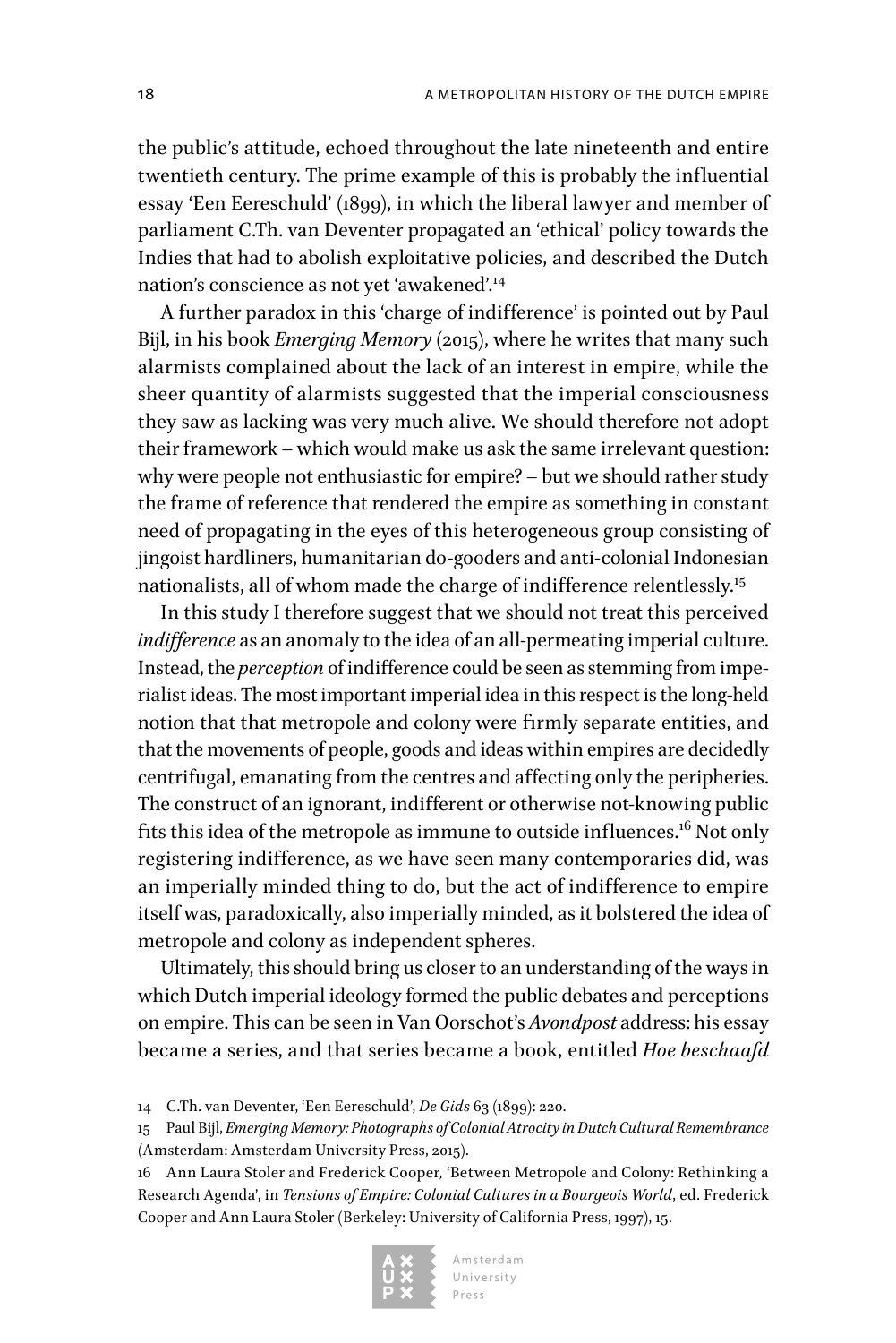the public's attitude, echoed throughout the late nineteenth and entire twentieth century. The prime example of this is probably the influential essay 'Een Eereschuld' (1899), in which the liberal lawyer and member of parliament C.Th. van Deventer propagated an 'ethical' policy towards the Indies that had to abolish exploitative policies, and described the Dutch nation's conscience as not yet 'awakened'.[14]

A further paradox in this 'charge of indifference' is pointed out by Paul Bijl, in his book *Emerging Memory* (2015), where he writes that many such alarmists complained about the lack of an interest in empire, while the sheer quantity of alarmists suggested that the imperial consciousness they saw as lacking was very much alive. We should therefore not adopt their framework – which would make us ask the same irrelevant question: why were people not enthusiastic for empire? – but we should rather study the frame of reference that rendered the empire as something in constant need of propagating in the eyes of this heterogeneous group consisting of jingoist hardliners, humanitarian do-gooders and anti-colonial Indonesian nationalists, all of whom made the charge of indifference relentlessly.[15]

In this study I therefore suggest that we should not treat this perceived *indifference* as an anomaly to the idea of an all-permeating imperial culture. Instead, the *perception* of indifference could be seen as stemming from imperialist ideas. The most important imperial idea in this respect is the long-held notion that that metropole and colony were firmly separate entities, and that the movements of people, goods and ideas within empires are decidedly centrifugal, emanating from the centres and affecting only the peripheries. The construct of an ignorant, indifferent or otherwise not-knowing public fits this idea of the metropole as immune to outside influences.[16] Not only registering indifference, as we have seen many contemporaries did, was an imperially minded thing to do, but the act of indifference to empire itself was, paradoxically, also imperially minded, as it bolstered the idea of metropole and colony as independent spheres.

Ultimately, this should bring us closer to an understanding of the ways in which Dutch imperial ideology formed the public debates and perceptions on empire. This can be seen in Van Oorschot's *Avondpost* address: his essay became a series, and that series became a book, entitled *Hoe beschaafd*

14 C.Th. van Deventer, 'Een Eereschuld', *De Gids* 63 (1899): 220.

15 Paul Bijl, *Emerging Memory: Photographs of Colonial Atrocity in Dutch Cultural Remembrance* (Amsterdam: Amsterdam University Press, 2015).

16 Ann Laura Stoler and Frederick Cooper, 'Between Metropole and Colony: Rethinking a Research Agenda', in *Tensions of Empire: Colonial Cultures in a Bourgeois World*, ed. Frederick Cooper and Ann Laura Stoler (Berkeley: University of California Press, 1997), 15.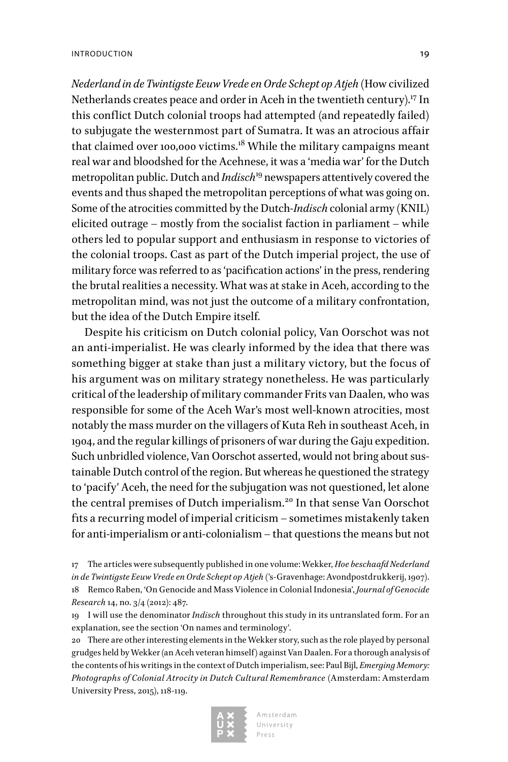*Nederland in de Twintigste Eeuw Vrede en Orde Schept op Atjeh* (How civilized Netherlands creates peace and order in Aceh in the twentieth century).[17] In this conflict Dutch colonial troops had attempted (and repeatedly failed) to subjugate the westernmost part of Sumatra. It was an atrocious affair that claimed over 100,000 victims.[18] While the military campaigns meant real war and bloodshed for the Acehnese, it was a 'media war' for the Dutch metropolitan public. Dutch and *Indisch*[19] newspapers attentively covered the events and thus shaped the metropolitan perceptions of what was going on. Some of the atrocities committed by the Dutch-*Indisch* colonial army (KNIL) elicited outrage – mostly from the socialist faction in parliament – while others led to popular support and enthusiasm in response to victories of the colonial troops. Cast as part of the Dutch imperial project, the use of military force was referred to as 'pacification actions' in the press, rendering the brutal realities a necessity. What was at stake in Aceh, according to the metropolitan mind, was not just the outcome of a military confrontation, but the idea of the Dutch Empire itself.

Despite his criticism on Dutch colonial policy, Van Oorschot was not an anti-imperialist. He was clearly informed by the idea that there was something bigger at stake than just a military victory, but the focus of his argument was on military strategy nonetheless. He was particularly critical of the leadership of military commander Frits van Daalen, who was responsible for some of the Aceh War's most well-known atrocities, most notably the mass murder on the villagers of Kuta Reh in southeast Aceh, in 1904, and the regular killings of prisoners of war during the Gaju expedition. Such unbridled violence, Van Oorschot asserted, would not bring about sustainable Dutch control of the region. But whereas he questioned the strategy to 'pacify' Aceh, the need for the subjugation was not questioned, let alone the central premises of Dutch imperialism.[20] In that sense Van Oorschot fits a recurring model of imperial criticism – sometimes mistakenly taken for anti-imperialism or anti-colonialism – that questions the means but not

17 The articles were subsequently published in one volume: Wekker, *Hoe beschaafd Nederland in de Twintigste Eeuw Vrede en Orde Schept op Atjeh* ('s-Gravenhage: Avondpostdrukkerij, 1907).

18 Remco Raben, 'On Genocide and Mass Violence in Colonial Indonesia', *Journal of Genocide Research* 14, no. 3/4 (2012): 487.

19 I will use the denominator *Indisch* throughout this study in its untranslated form. For an explanation, see the section 'On names and terminology'.

20 There are other interesting elements in the Wekker story, such as the role played by personal grudges held by Wekker (an Aceh veteran himself) against Van Daalen. For a thorough analysis of the contents of his writings in the context of Dutch imperialism, see: Paul Bijl, *Emerging Memory: Photographs of Colonial Atrocity in Dutch Cultural Remembrance* (Amsterdam: Amsterdam University Press, 2015), 118-119.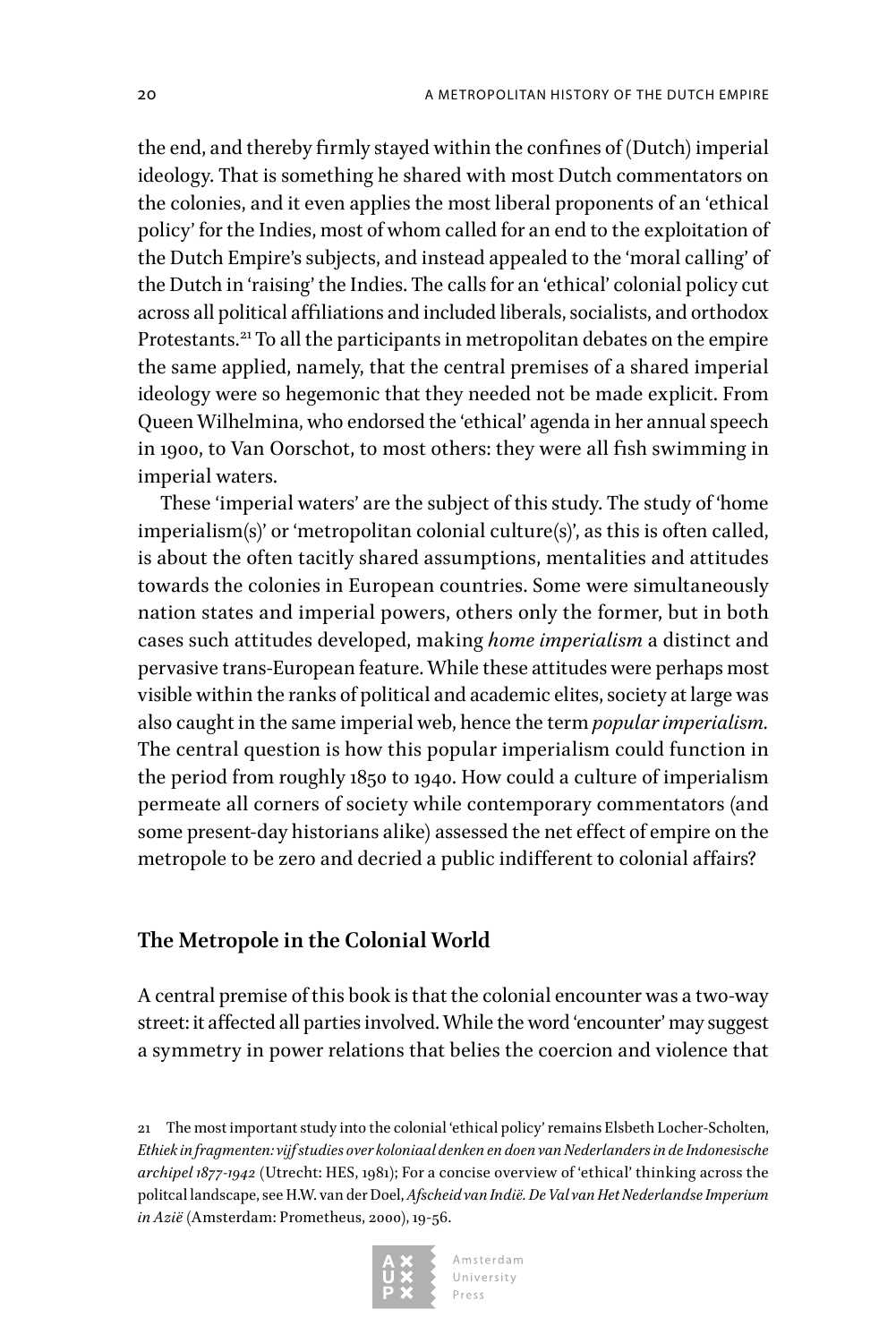the end, and thereby firmly stayed within the confines of (Dutch) imperial ideology. That is something he shared with most Dutch commentators on the colonies, and it even applies the most liberal proponents of an 'ethical policy' for the Indies, most of whom called for an end to the exploitation of the Dutch Empire's subjects, and instead appealed to the 'moral calling' of the Dutch in 'raising' the Indies. The calls for an 'ethical' colonial policy cut across all political affiliations and included liberals, socialists, and orthodox Protestants.[21] To all the participants in metropolitan debates on the empire the same applied, namely, that the central premises of a shared imperial ideology were so hegemonic that they needed not be made explicit. From Queen Wilhelmina, who endorsed the 'ethical' agenda in her annual speech in 1900, to Van Oorschot, to most others: they were all fish swimming in imperial waters.

These 'imperial waters' are the subject of this study. The study of 'home imperialism(s)' or 'metropolitan colonial culture(s)', as this is often called, is about the often tacitly shared assumptions, mentalities and attitudes towards the colonies in European countries. Some were simultaneously nation states and imperial powers, others only the former, but in both cases such attitudes developed, making *home imperialism* a distinct and pervasive trans-European feature. While these attitudes were perhaps most visible within the ranks of political and academic elites, society at large was also caught in the same imperial web, hence the term *popular imperialism*. The central question is how this popular imperialism could function in the period from roughly 1850 to 1940. How could a culture of imperialism permeate all corners of society while contemporary commentators (and some present-day historians alike) assessed the net effect of empire on the metropole to be zero and decried a public indifferent to colonial affairs?

## The Metropole in the Colonial World

A central premise of this book is that the colonial encounter was a two-way street: it affected all parties involved. While the word 'encounter' may suggest a symmetry in power relations that belies the coercion and violence that

21 The most important study into the colonial 'ethical policy' remains Elsbeth Locher-Scholten, *Ethiek in fragmenten: vijf studies over koloniaal denken en doen van Nederlanders in de Indonesische archipel 1877-1942* (Utrecht: HES, 1981); For a concise overview of 'ethical' thinking across the politcal landscape, see H.W. van der Doel, *Afscheid van Indië. De Val van Het Nederlandse Imperium in Azië* (Amsterdam: Prometheus, 2000), 19-56.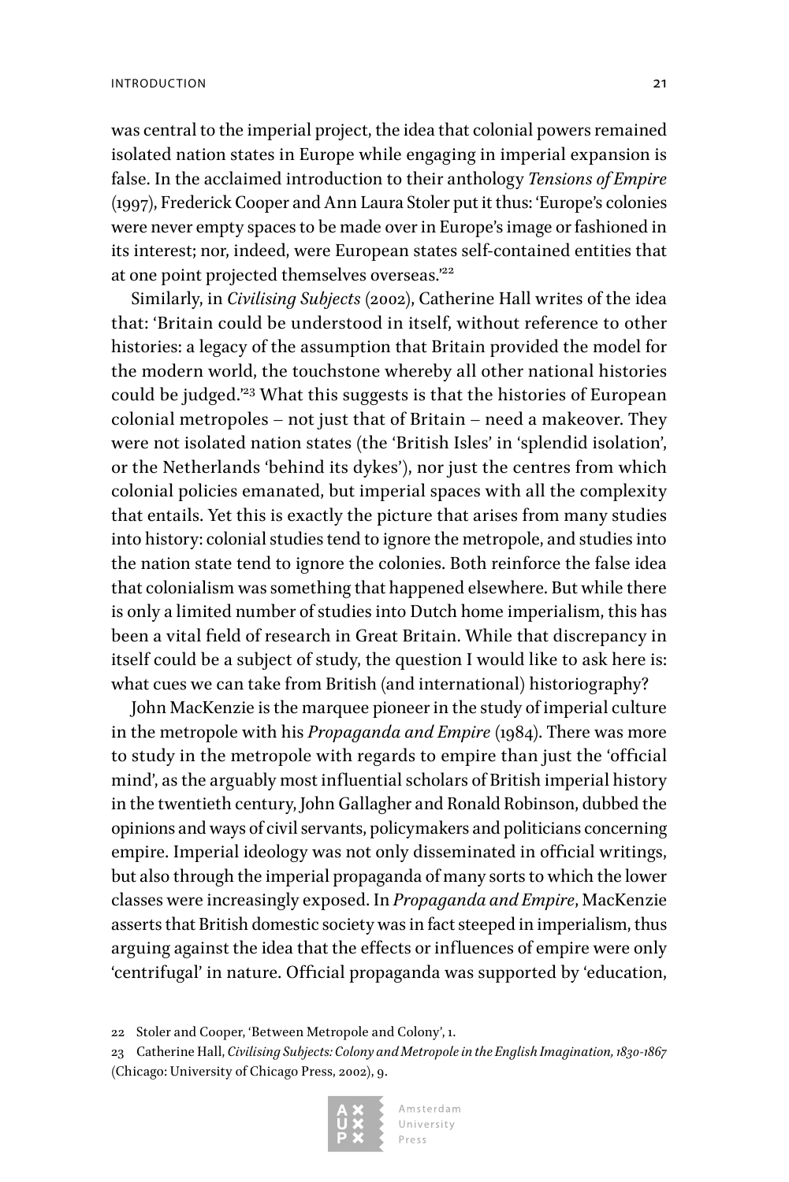was central to the imperial project, the idea that colonial powers remained isolated nation states in Europe while engaging in imperial expansion is false. In the acclaimed introduction to their anthology *Tensions of Empire* (1997), Frederick Cooper and Ann Laura Stoler put it thus: 'Europe's colonies were never empty spaces to be made over in Europe's image or fashioned in its interest; nor, indeed, were European states self-contained entities that at one point projected themselves overseas.'[22]

Similarly, in *Civilising Subjects* (2002), Catherine Hall writes of the idea that: 'Britain could be understood in itself, without reference to other histories: a legacy of the assumption that Britain provided the model for the modern world, the touchstone whereby all other national histories could be judged.'[23] What this suggests is that the histories of European colonial metropoles – not just that of Britain – need a makeover. They were not isolated nation states (the 'British Isles' in 'splendid isolation', or the Netherlands 'behind its dykes'), nor just the centres from which colonial policies emanated, but imperial spaces with all the complexity that entails. Yet this is exactly the picture that arises from many studies into history: colonial studies tend to ignore the metropole, and studies into the nation state tend to ignore the colonies. Both reinforce the false idea that colonialism was something that happened elsewhere. But while there is only a limited number of studies into Dutch home imperialism, this has been a vital field of research in Great Britain. While that discrepancy in itself could be a subject of study, the question I would like to ask here is: what cues we can take from British (and international) historiography?

John MacKenzie is the marquee pioneer in the study of imperial culture in the metropole with his *Propaganda and Empire* (1984). There was more to study in the metropole with regards to empire than just the 'official mind', as the arguably most influential scholars of British imperial history in the twentieth century, John Gallagher and Ronald Robinson, dubbed the opinions and ways of civil servants, policymakers and politicians concerning empire. Imperial ideology was not only disseminated in official writings, but also through the imperial propaganda of many sorts to which the lower classes were increasingly exposed. In *Propaganda and Empire*, MacKenzie asserts that British domestic society was in fact steeped in imperialism, thus arguing against the idea that the effects or influences of empire were only 'centrifugal' in nature. Official propaganda was supported by 'education,

22 Stoler and Cooper, 'Between Metropole and Colony', 1.

23 Catherine Hall, *Civilising Subjects: Colony and Metropole in the English Imagination, 1830-1867* (Chicago: University of Chicago Press, 2002), 9.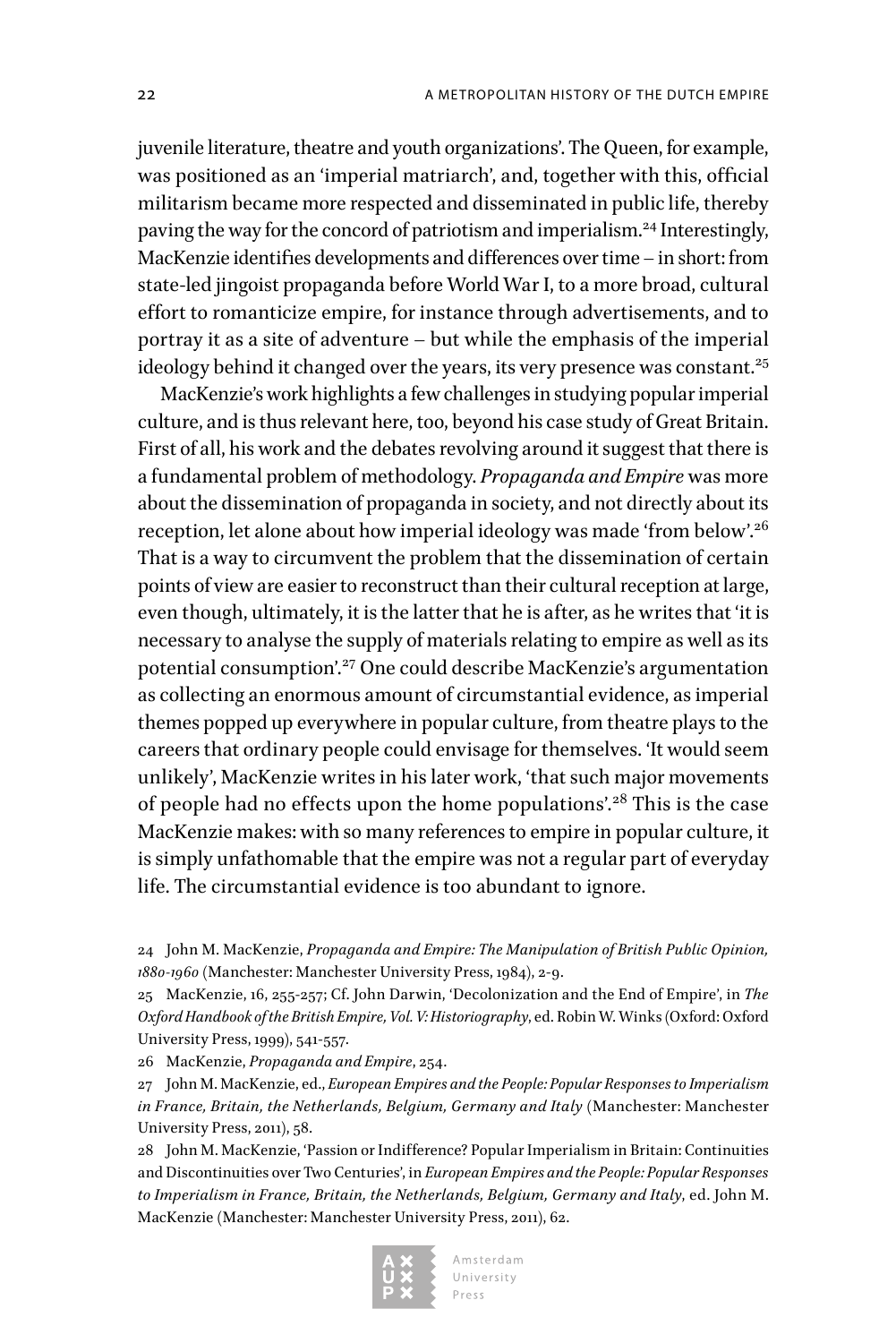juvenile literature, theatre and youth organizations'. The Queen, for example, was positioned as an 'imperial matriarch', and, together with this, official militarism became more respected and disseminated in public life, thereby paving the way for the concord of patriotism and imperialism.[24] Interestingly, MacKenzie identifies developments and differences over time – in short: from state-led jingoist propaganda before World War I, to a more broad, cultural effort to romanticize empire, for instance through advertisements, and to portray it as a site of adventure – but while the emphasis of the imperial ideology behind it changed over the years, its very presence was constant.[25]

MacKenzie's work highlights a few challenges in studying popular imperial culture, and is thus relevant here, too, beyond his case study of Great Britain. First of all, his work and the debates revolving around it suggest that there is a fundamental problem of methodology. *Propaganda and Empire* was more about the dissemination of propaganda in society, and not directly about its reception, let alone about how imperial ideology was made 'from below'.[26] That is a way to circumvent the problem that the dissemination of certain points of view are easier to reconstruct than their cultural reception at large, even though, ultimately, it is the latter that he is after, as he writes that 'it is necessary to analyse the supply of materials relating to empire as well as its potential consumption'.[27] One could describe MacKenzie's argumentation as collecting an enormous amount of circumstantial evidence, as imperial themes popped up everywhere in popular culture, from theatre plays to the careers that ordinary people could envisage for themselves. 'It would seem unlikely', MacKenzie writes in his later work, 'that such major movements of people had no effects upon the home populations'.[28] This is the case MacKenzie makes: with so many references to empire in popular culture, it is simply unfathomable that the empire was not a regular part of everyday life. The circumstantial evidence is too abundant to ignore.

24 John M. MacKenzie, *Propaganda and Empire: The Manipulation of British Public Opinion, 1880-1960* (Manchester: Manchester University Press, 1984), 2-9.

25 MacKenzie, 16, 255-257; Cf. John Darwin, 'Decolonization and the End of Empire', in *The Oxford Handbook of the British Empire, Vol. V: Historiography*, ed. Robin W. Winks (Oxford: Oxford University Press, 1999), 541-557.

26 MacKenzie, *Propaganda and Empire*, 254.

27 John M. MacKenzie, ed., *European Empires and the People: Popular Responses to Imperialism in France, Britain, the Netherlands, Belgium, Germany and Italy* (Manchester: Manchester University Press, 2011), 58.

28 John M. MacKenzie, 'Passion or Indifference? Popular Imperialism in Britain: Continuities and Discontinuities over Two Centuries', in *European Empires and the People: Popular Responses to Imperialism in France, Britain, the Netherlands, Belgium, Germany and Italy*, ed. John M. MacKenzie (Manchester: Manchester University Press, 2011), 62.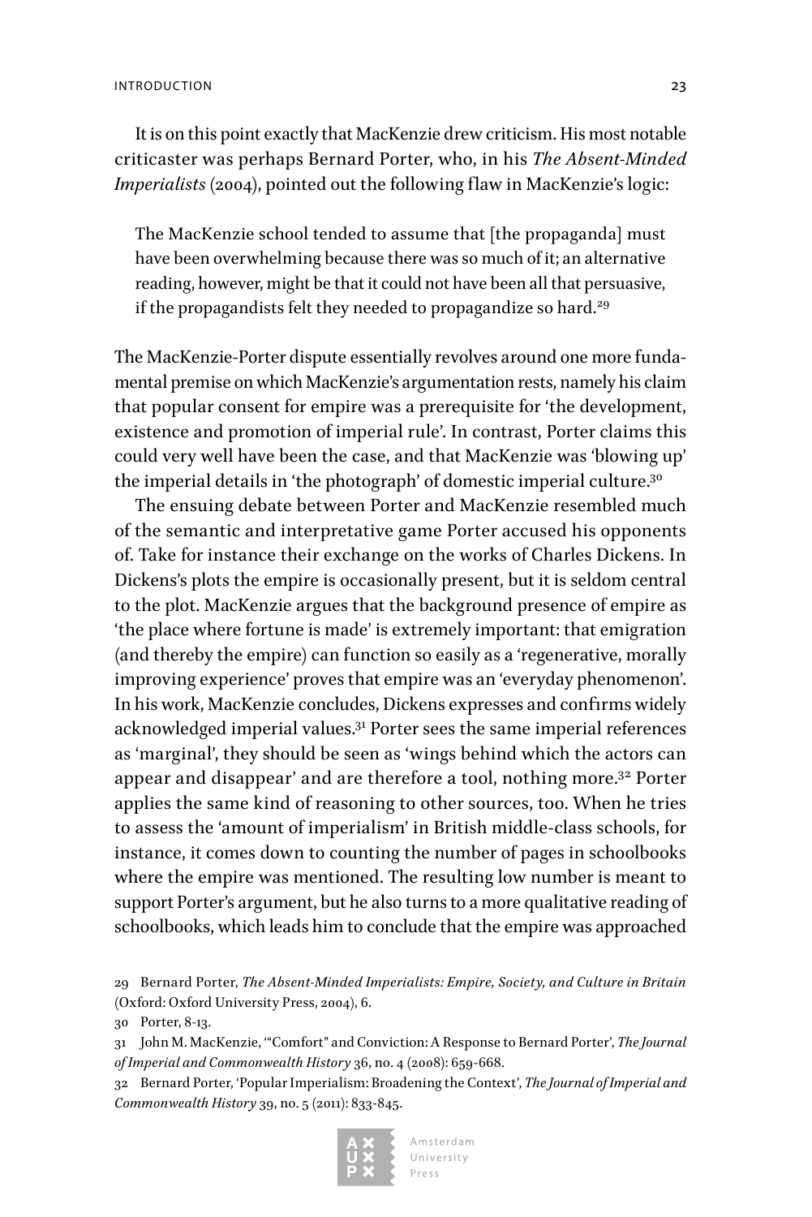It is on this point exactly that MacKenzie drew criticism. His most notable criticaster was perhaps Bernard Porter, who, in his *The Absent-Minded Imperialists* (2004), pointed out the following flaw in MacKenzie's logic:

> The MacKenzie school tended to assume that [the propaganda] must have been overwhelming because there was so much of it; an alternative reading, however, might be that it could not have been all that persuasive, if the propagandists felt they needed to propagandize so hard.[29]

The MacKenzie-Porter dispute essentially revolves around one more fundamental premise on which MacKenzie's argumentation rests, namely his claim that popular consent for empire was a prerequisite for 'the development, existence and promotion of imperial rule'. In contrast, Porter claims this could very well have been the case, and that MacKenzie was 'blowing up' the imperial details in 'the photograph' of domestic imperial culture.[30]

The ensuing debate between Porter and MacKenzie resembled much of the semantic and interpretative game Porter accused his opponents of. Take for instance their exchange on the works of Charles Dickens. In Dickens's plots the empire is occasionally present, but it is seldom central to the plot. MacKenzie argues that the background presence of empire as 'the place where fortune is made' is extremely important: that emigration (and thereby the empire) can function so easily as a 'regenerative, morally improving experience' proves that empire was an 'everyday phenomenon'. In his work, MacKenzie concludes, Dickens expresses and confirms widely acknowledged imperial values.[31] Porter sees the same imperial references as 'marginal', they should be seen as 'wings behind which the actors can appear and disappear' and are therefore a tool, nothing more.[32] Porter applies the same kind of reasoning to other sources, too. When he tries to assess the 'amount of imperialism' in British middle-class schools, for instance, it comes down to counting the number of pages in schoolbooks where the empire was mentioned. The resulting low number is meant to support Porter's argument, but he also turns to a more qualitative reading of schoolbooks, which leads him to conclude that the empire was approached

29 Bernard Porter, *The Absent-Minded Imperialists: Empire, Society, and Culture in Britain* (Oxford: Oxford University Press, 2004), 6.

30 Porter, 8-13.

31 John M. MacKenzie, '"Comfort" and Conviction: A Response to Bernard Porter', *The Journal of Imperial and Commonwealth History* 36, no. 4 (2008): 659-668.

32 Bernard Porter, 'Popular Imperialism: Broadening the Context', *The Journal of Imperial and Commonwealth History* 39, no. 5 (2011): 833-845.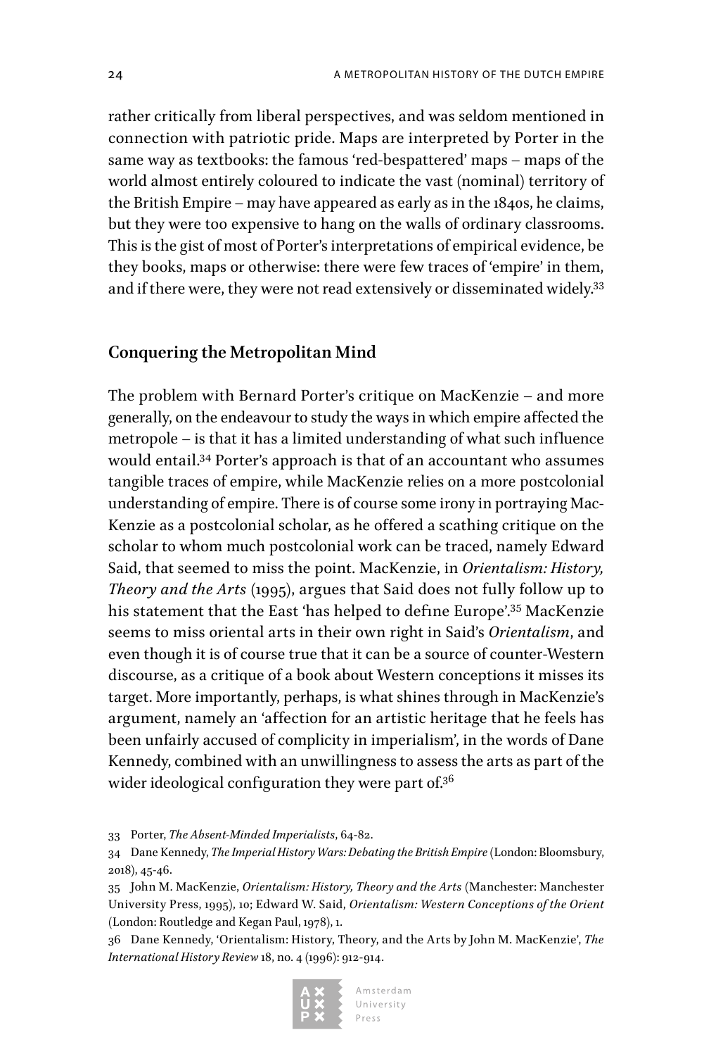rather critically from liberal perspectives, and was seldom mentioned in connection with patriotic pride. Maps are interpreted by Porter in the same way as textbooks: the famous 'red-bespattered' maps – maps of the world almost entirely coloured to indicate the vast (nominal) territory of the British Empire – may have appeared as early as in the 1840s, he claims, but they were too expensive to hang on the walls of ordinary classrooms. This is the gist of most of Porter's interpretations of empirical evidence, be they books, maps or otherwise: there were few traces of 'empire' in them, and if there were, they were not read extensively or disseminated widely.[33]

## Conquering the Metropolitan Mind

The problem with Bernard Porter's critique on MacKenzie – and more generally, on the endeavour to study the ways in which empire affected the metropole – is that it has a limited understanding of what such influence would entail.[34] Porter's approach is that of an accountant who assumes tangible traces of empire, while MacKenzie relies on a more postcolonial understanding of empire. There is of course some irony in portraying MacKenzie as a postcolonial scholar, as he offered a scathing critique on the scholar to whom much postcolonial work can be traced, namely Edward Said, that seemed to miss the point. MacKenzie, in *Orientalism: History, Theory and the Arts* (1995), argues that Said does not fully follow up to his statement that the East 'has helped to define Europe'.[35] MacKenzie seems to miss oriental arts in their own right in Said's *Orientalism*, and even though it is of course true that it can be a source of counter-Western discourse, as a critique of a book about Western conceptions it misses its target. More importantly, perhaps, is what shines through in MacKenzie's argument, namely an 'affection for an artistic heritage that he feels has been unfairly accused of complicity in imperialism', in the words of Dane Kennedy, combined with an unwillingness to assess the arts as part of the wider ideological configuration they were part of.[36]

33 Porter, *The Absent-Minded Imperialists*, 64-82.

34 Dane Kennedy, *The Imperial History Wars: Debating the British Empire* (London: Bloomsbury, 2018), 45-46.

35 John M. MacKenzie, *Orientalism: History, Theory and the Arts* (Manchester: Manchester University Press, 1995), 10; Edward W. Said, *Orientalism: Western Conceptions of the Orient* (London: Routledge and Kegan Paul, 1978), 1.

36 Dane Kennedy, 'Orientalism: History, Theory, and the Arts by John M. MacKenzie', *The International History Review* 18, no. 4 (1996): 912-914.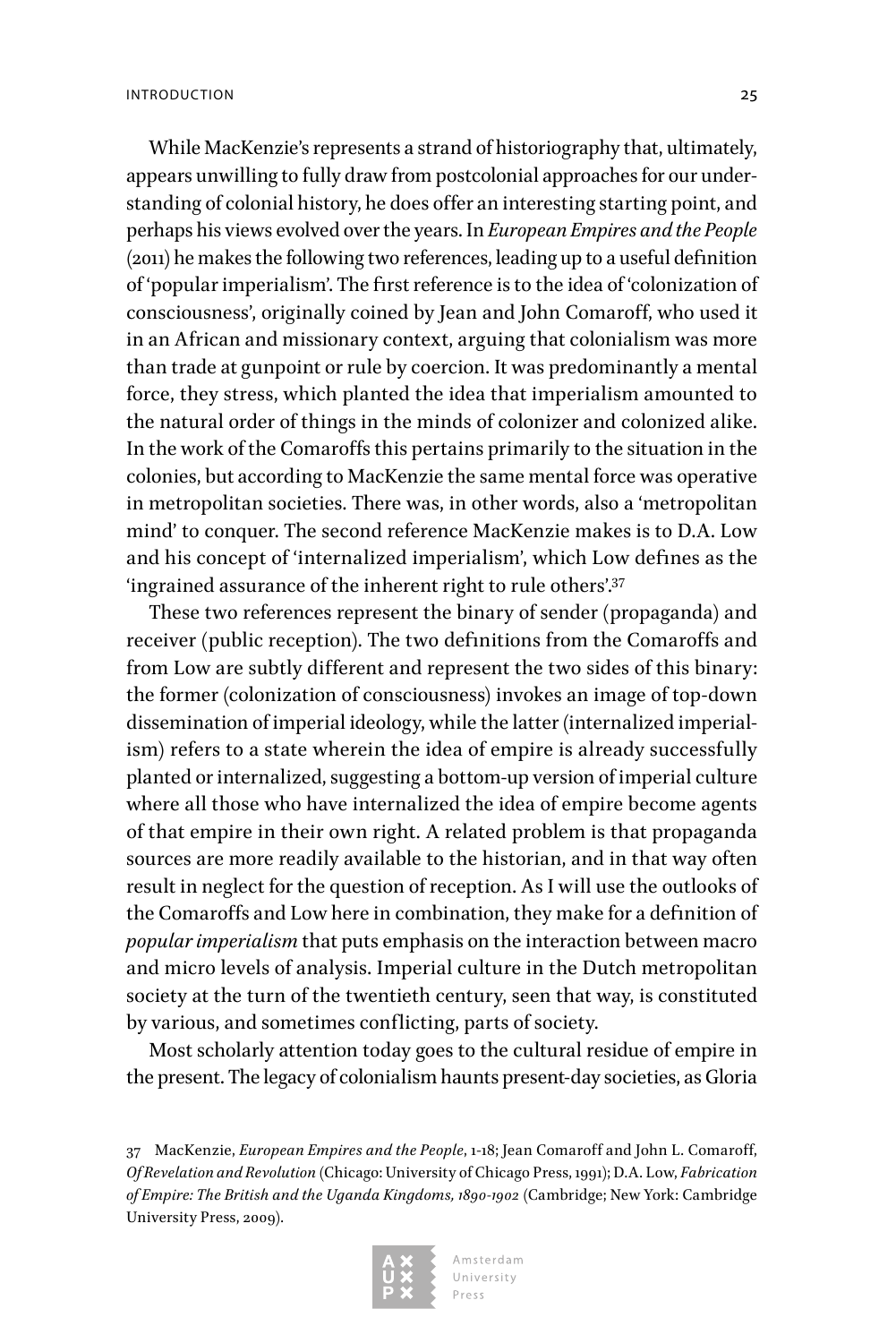While MacKenzie's represents a strand of historiography that, ultimately, appears unwilling to fully draw from postcolonial approaches for our understanding of colonial history, he does offer an interesting starting point, and perhaps his views evolved over the years. In *European Empires and the People* (2011) he makes the following two references, leading up to a useful definition of 'popular imperialism'. The first reference is to the idea of 'colonization of consciousness', originally coined by Jean and John Comaroff, who used it in an African and missionary context, arguing that colonialism was more than trade at gunpoint or rule by coercion. It was predominantly a mental force, they stress, which planted the idea that imperialism amounted to the natural order of things in the minds of colonizer and colonized alike. In the work of the Comaroffs this pertains primarily to the situation in the colonies, but according to MacKenzie the same mental force was operative in metropolitan societies. There was, in other words, also a 'metropolitan mind' to conquer. The second reference MacKenzie makes is to D.A. Low and his concept of 'internalized imperialism', which Low defines as the 'ingrained assurance of the inherent right to rule others'.[37]

These two references represent the binary of sender (propaganda) and receiver (public reception). The two definitions from the Comaroffs and from Low are subtly different and represent the two sides of this binary: the former (colonization of consciousness) invokes an image of top-down dissemination of imperial ideology, while the latter (internalized imperialism) refers to a state wherein the idea of empire is already successfully planted or internalized, suggesting a bottom-up version of imperial culture where all those who have internalized the idea of empire become agents of that empire in their own right. A related problem is that propaganda sources are more readily available to the historian, and in that way often result in neglect for the question of reception. As I will use the outlooks of the Comaroffs and Low here in combination, they make for a definition of *popular imperialism* that puts emphasis on the interaction between macro and micro levels of analysis. Imperial culture in the Dutch metropolitan society at the turn of the twentieth century, seen that way, is constituted by various, and sometimes conflicting, parts of society.

Most scholarly attention today goes to the cultural residue of empire in the present. The legacy of colonialism haunts present-day societies, as Gloria

37 MacKenzie, *European Empires and the People*, 1-18; Jean Comaroff and John L. Comaroff, *Of Revelation and Revolution* (Chicago: University of Chicago Press, 1991); D.A. Low, *Fabrication of Empire: The British and the Uganda Kingdoms, 1890-1902* (Cambridge; New York: Cambridge University Press, 2009).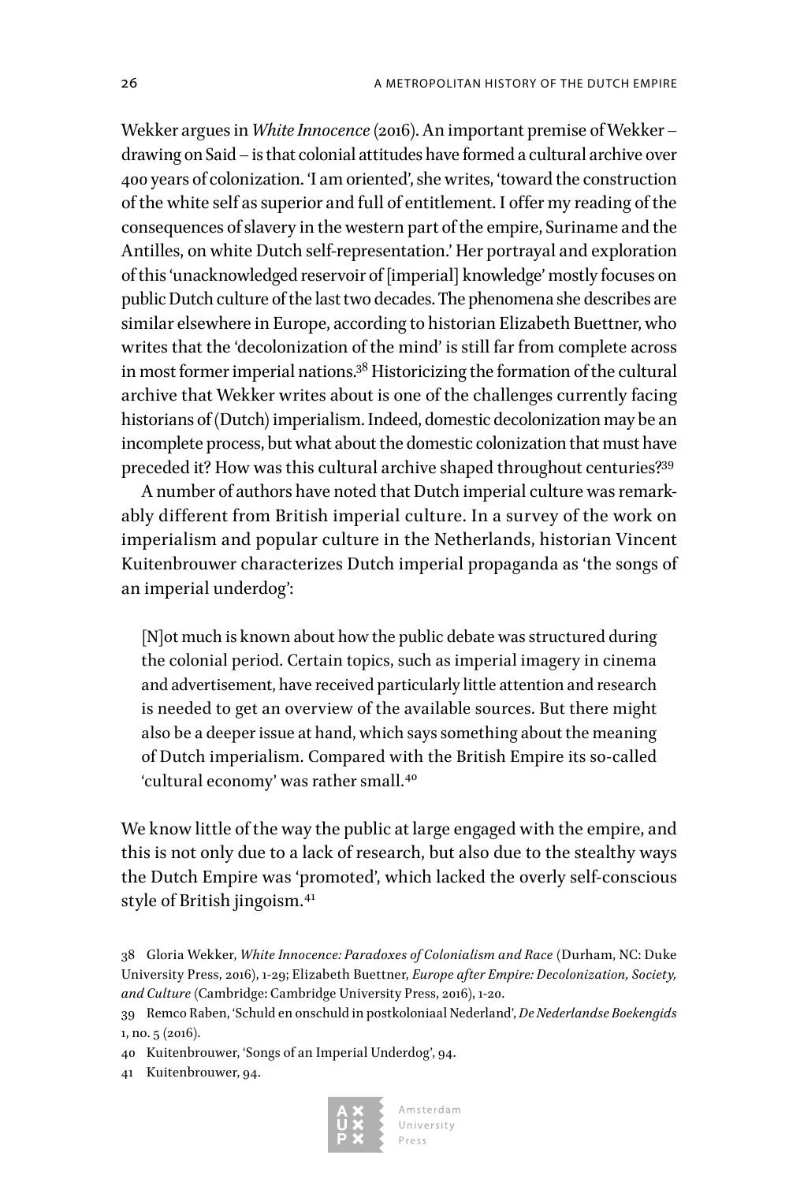Wekker argues in *White Innocence* (2016). An important premise of Wekker – drawing on Said – is that colonial attitudes have formed a cultural archive over 400 years of colonization. 'I am oriented', she writes, 'toward the construction of the white self as superior and full of entitlement. I offer my reading of the consequences of slavery in the western part of the empire, Suriname and the Antilles, on white Dutch self-representation.' Her portrayal and exploration of this 'unacknowledged reservoir of [imperial] knowledge' mostly focuses on public Dutch culture of the last two decades. The phenomena she describes are similar elsewhere in Europe, according to historian Elizabeth Buettner, who writes that the 'decolonization of the mind' is still far from complete across in most former imperial nations.[38] Historicizing the formation of the cultural archive that Wekker writes about is one of the challenges currently facing historians of (Dutch) imperialism. Indeed, domestic decolonization may be an incomplete process, but what about the domestic colonization that must have preceded it? How was this cultural archive shaped throughout centuries?[39]

A number of authors have noted that Dutch imperial culture was remarkably different from British imperial culture. In a survey of the work on imperialism and popular culture in the Netherlands, historian Vincent Kuitenbrouwer characterizes Dutch imperial propaganda as 'the songs of an imperial underdog':

> [N]ot much is known about how the public debate was structured during the colonial period. Certain topics, such as imperial imagery in cinema and advertisement, have received particularly little attention and research is needed to get an overview of the available sources. But there might also be a deeper issue at hand, which says something about the meaning of Dutch imperialism. Compared with the British Empire its so-called 'cultural economy' was rather small.[40]

We know little of the way the public at large engaged with the empire, and this is not only due to a lack of research, but also due to the stealthy ways the Dutch Empire was 'promoted', which lacked the overly self-conscious style of British jingoism.[41]

38 Gloria Wekker, *White Innocence: Paradoxes of Colonialism and Race* (Durham, NC: Duke University Press, 2016), 1-29; Elizabeth Buettner, *Europe after Empire: Decolonization, Society, and Culture* (Cambridge: Cambridge University Press, 2016), 1-20.

39 Remco Raben, 'Schuld en onschuld in postkoloniaal Nederland', *De Nederlandse Boekengids* 1, no. 5 (2016).

40 Kuitenbrouwer, 'Songs of an Imperial Underdog', 94.

41 Kuitenbrouwer, 94.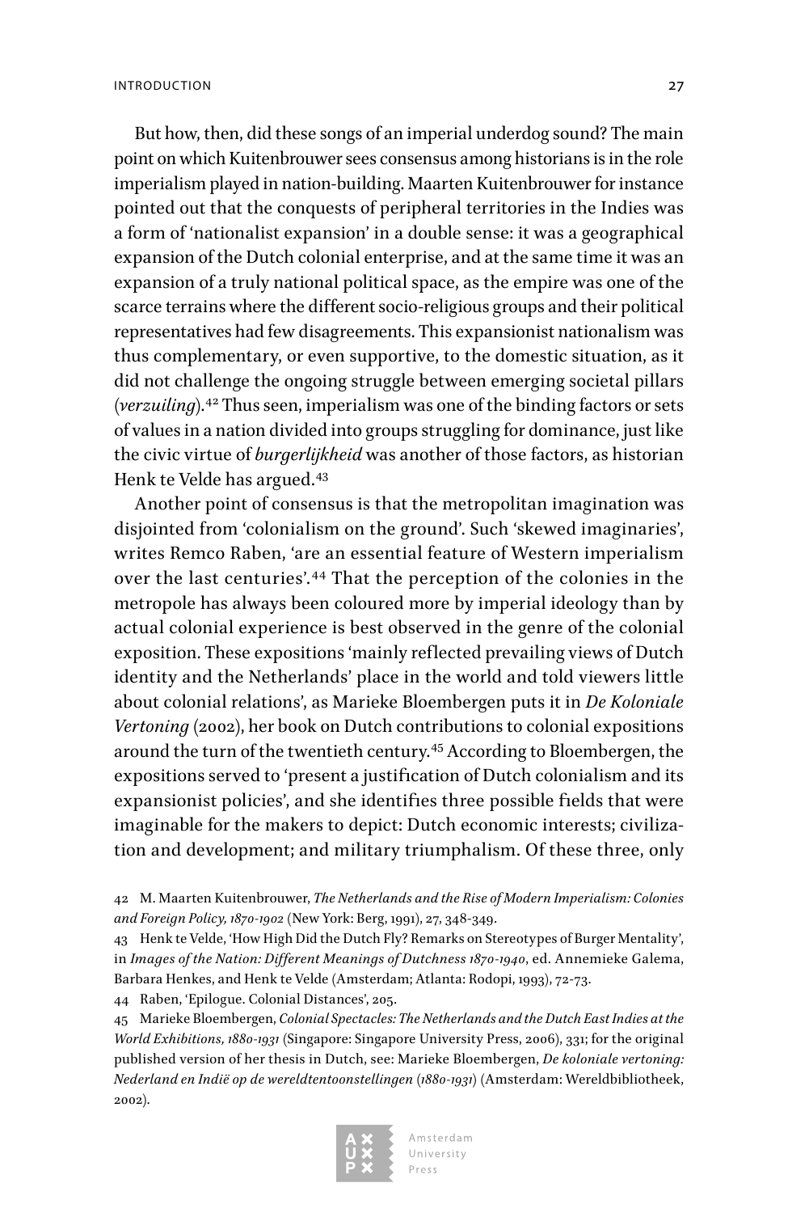But how, then, did these songs of an imperial underdog sound? The main point on which Kuitenbrouwer sees consensus among historians is in the role imperialism played in nation-building. Maarten Kuitenbrouwer for instance pointed out that the conquests of peripheral territories in the Indies was a form of 'nationalist expansion' in a double sense: it was a geographical expansion of the Dutch colonial enterprise, and at the same time it was an expansion of a truly national political space, as the empire was one of the scarce terrains where the different socio-religious groups and their political representatives had few disagreements. This expansionist nationalism was thus complementary, or even supportive, to the domestic situation, as it did not challenge the ongoing struggle between emerging societal pillars (*verzuiling*).[42] Thus seen, imperialism was one of the binding factors or sets of values in a nation divided into groups struggling for dominance, just like the civic virtue of *burgerlijkheid* was another of those factors, as historian Henk te Velde has argued.[43]

Another point of consensus is that the metropolitan imagination was disjointed from 'colonialism on the ground'. Such 'skewed imaginaries', writes Remco Raben, 'are an essential feature of Western imperialism over the last centuries'.[44] That the perception of the colonies in the metropole has always been coloured more by imperial ideology than by actual colonial experience is best observed in the genre of the colonial exposition. These expositions 'mainly reflected prevailing views of Dutch identity and the Netherlands' place in the world and told viewers little about colonial relations', as Marieke Bloembergen puts it in *De Koloniale Vertoning* (2002), her book on Dutch contributions to colonial expositions around the turn of the twentieth century.[45] According to Bloembergen, the expositions served to 'present a justification of Dutch colonialism and its expansionist policies', and she identifies three possible fields that were imaginable for the makers to depict: Dutch economic interests; civilization and development; and military triumphalism. Of these three, only

42 M. Maarten Kuitenbrouwer, *The Netherlands and the Rise of Modern Imperialism: Colonies and Foreign Policy, 1870-1902* (New York: Berg, 1991), 27, 348-349.

43 Henk te Velde, 'How High Did the Dutch Fly? Remarks on Stereotypes of Burger Mentality', in *Images of the Nation: Different Meanings of Dutchness 1870-1940*, ed. Annemieke Galema, Barbara Henkes, and Henk te Velde (Amsterdam; Atlanta: Rodopi, 1993), 72-73.

44 Raben, 'Epilogue. Colonial Distances', 205.

45 Marieke Bloembergen, *Colonial Spectacles: The Netherlands and the Dutch East Indies at the World Exhibitions, 1880-1931* (Singapore: Singapore University Press, 2006), 331; for the original published version of her thesis in Dutch, see: Marieke Bloembergen, *De koloniale vertoning: Nederland en Indië op de wereldtentoonstellingen (1880-1931)* (Amsterdam: Wereldbibliotheek, 2002).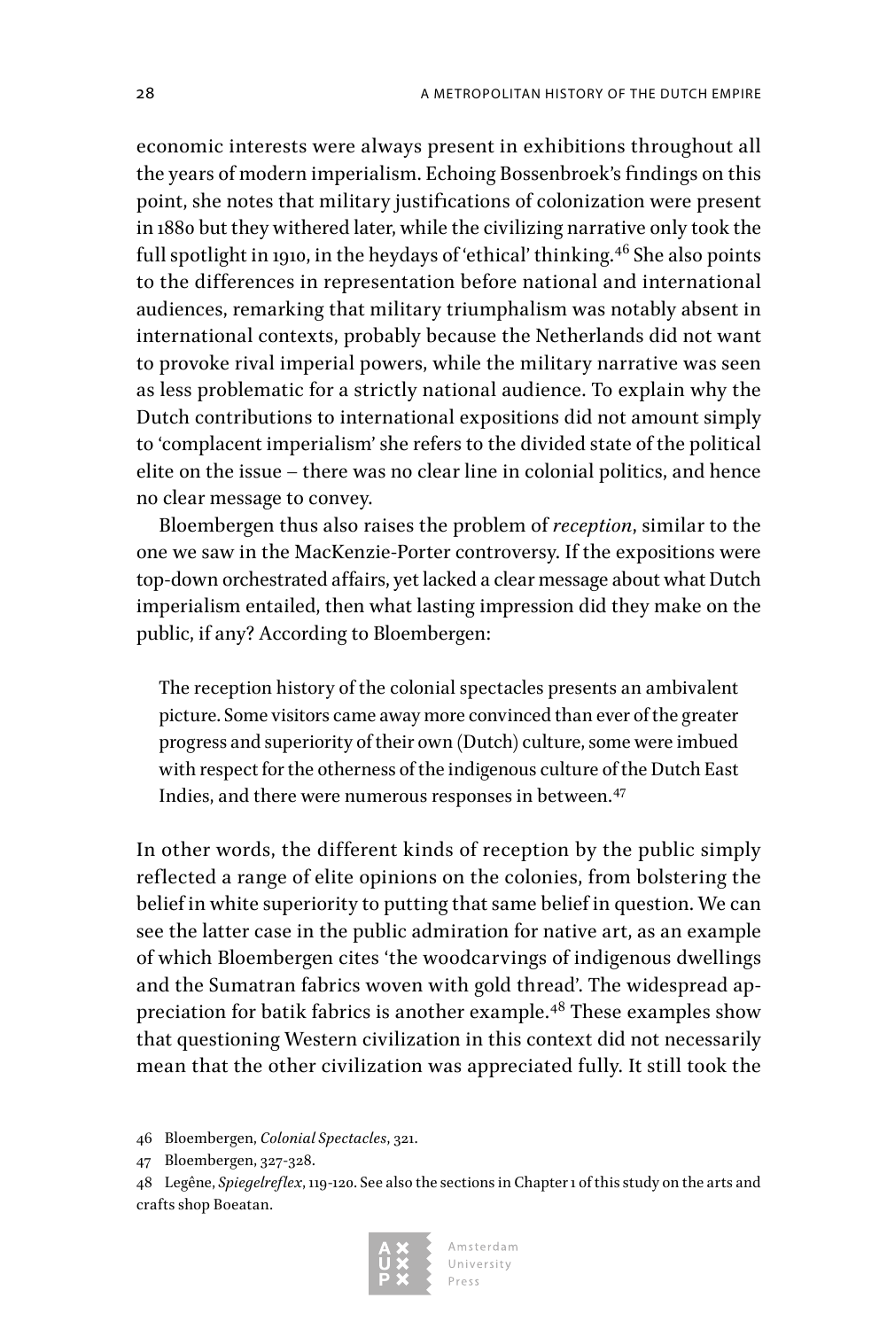economic interests were always present in exhibitions throughout all the years of modern imperialism. Echoing Bossenbroek's findings on this point, she notes that military justifications of colonization were present in 1880 but they withered later, while the civilizing narrative only took the full spotlight in 1910, in the heydays of 'ethical' thinking.[46] She also points to the differences in representation before national and international audiences, remarking that military triumphalism was notably absent in international contexts, probably because the Netherlands did not want to provoke rival imperial powers, while the military narrative was seen as less problematic for a strictly national audience. To explain why the Dutch contributions to international expositions did not amount simply to 'complacent imperialism' she refers to the divided state of the political elite on the issue – there was no clear line in colonial politics, and hence no clear message to convey.

Bloembergen thus also raises the problem of *reception*, similar to the one we saw in the MacKenzie-Porter controversy. If the expositions were top-down orchestrated affairs, yet lacked a clear message about what Dutch imperialism entailed, then what lasting impression did they make on the public, if any? According to Bloembergen:

> The reception history of the colonial spectacles presents an ambivalent picture. Some visitors came away more convinced than ever of the greater progress and superiority of their own (Dutch) culture, some were imbued with respect for the otherness of the indigenous culture of the Dutch East Indies, and there were numerous responses in between.[47]

In other words, the different kinds of reception by the public simply reflected a range of elite opinions on the colonies, from bolstering the belief in white superiority to putting that same belief in question. We can see the latter case in the public admiration for native art, as an example of which Bloembergen cites 'the woodcarvings of indigenous dwellings and the Sumatran fabrics woven with gold thread'. The widespread appreciation for batik fabrics is another example.[48] These examples show that questioning Western civilization in this context did not necessarily mean that the other civilization was appreciated fully. It still took the

46 Bloembergen, *Colonial Spectacles*, 321.

47 Bloembergen, 327-328.

48 Legêne, *Spiegelreflex*, 119-120. See also the sections in Chapter 1 of this study on the arts and crafts shop Boeatan.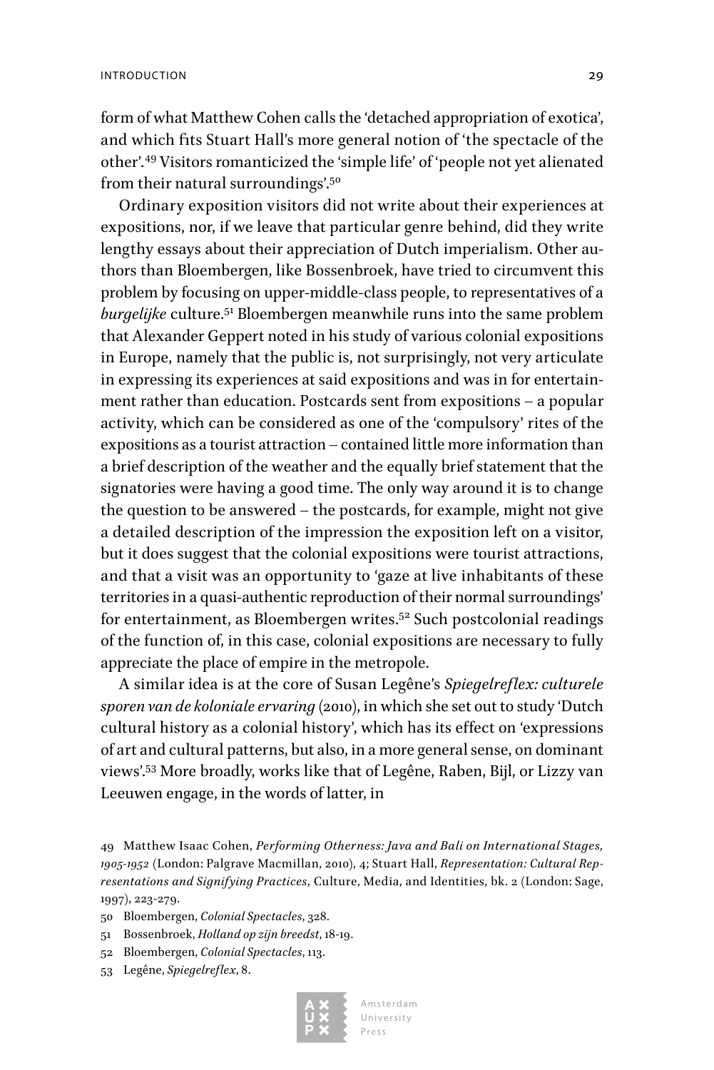form of what Matthew Cohen calls the 'detached appropriation of exotica', and which fits Stuart Hall's more general notion of 'the spectacle of the other'.[49] Visitors romanticized the 'simple life' of 'people not yet alienated from their natural surroundings'.[50]

Ordinary exposition visitors did not write about their experiences at expositions, nor, if we leave that particular genre behind, did they write lengthy essays about their appreciation of Dutch imperialism. Other authors than Bloembergen, like Bossenbroek, have tried to circumvent this problem by focusing on upper-middle-class people, to representatives of a *burgelijke* culture.[51] Bloembergen meanwhile runs into the same problem that Alexander Geppert noted in his study of various colonial expositions in Europe, namely that the public is, not surprisingly, not very articulate in expressing its experiences at said expositions and was in for entertainment rather than education. Postcards sent from expositions – a popular activity, which can be considered as one of the 'compulsory' rites of the expositions as a tourist attraction – contained little more information than a brief description of the weather and the equally brief statement that the signatories were having a good time. The only way around it is to change the question to be answered – the postcards, for example, might not give a detailed description of the impression the exposition left on a visitor, but it does suggest that the colonial expositions were tourist attractions, and that a visit was an opportunity to 'gaze at live inhabitants of these territories in a quasi-authentic reproduction of their normal surroundings' for entertainment, as Bloembergen writes.[52] Such postcolonial readings of the function of, in this case, colonial expositions are necessary to fully appreciate the place of empire in the metropole.

A similar idea is at the core of Susan Legêne's *Spiegelreflex: culturele sporen van de koloniale ervaring* (2010), in which she set out to study 'Dutch cultural history as a colonial history', which has its effect on 'expressions of art and cultural patterns, but also, in a more general sense, on dominant views'.[53] More broadly, works like that of Legêne, Raben, Bijl, or Lizzy van Leeuwen engage, in the words of latter, in

49 Matthew Isaac Cohen, *Performing Otherness: Java and Bali on International Stages, 1905-1952* (London: Palgrave Macmillan, 2010), 4; Stuart Hall, *Representation: Cultural Representations and Signifying Practices*, Culture, Media, and Identities, bk. 2 (London: Sage, 1997), 223-279.

50 Bloembergen, *Colonial Spectacles*, 328.

51 Bossenbroek, *Holland op zijn breedst*, 18-19.

52 Bloembergen, *Colonial Spectacles*, 113.

53 Legêne, *Spiegelreflex*, 8.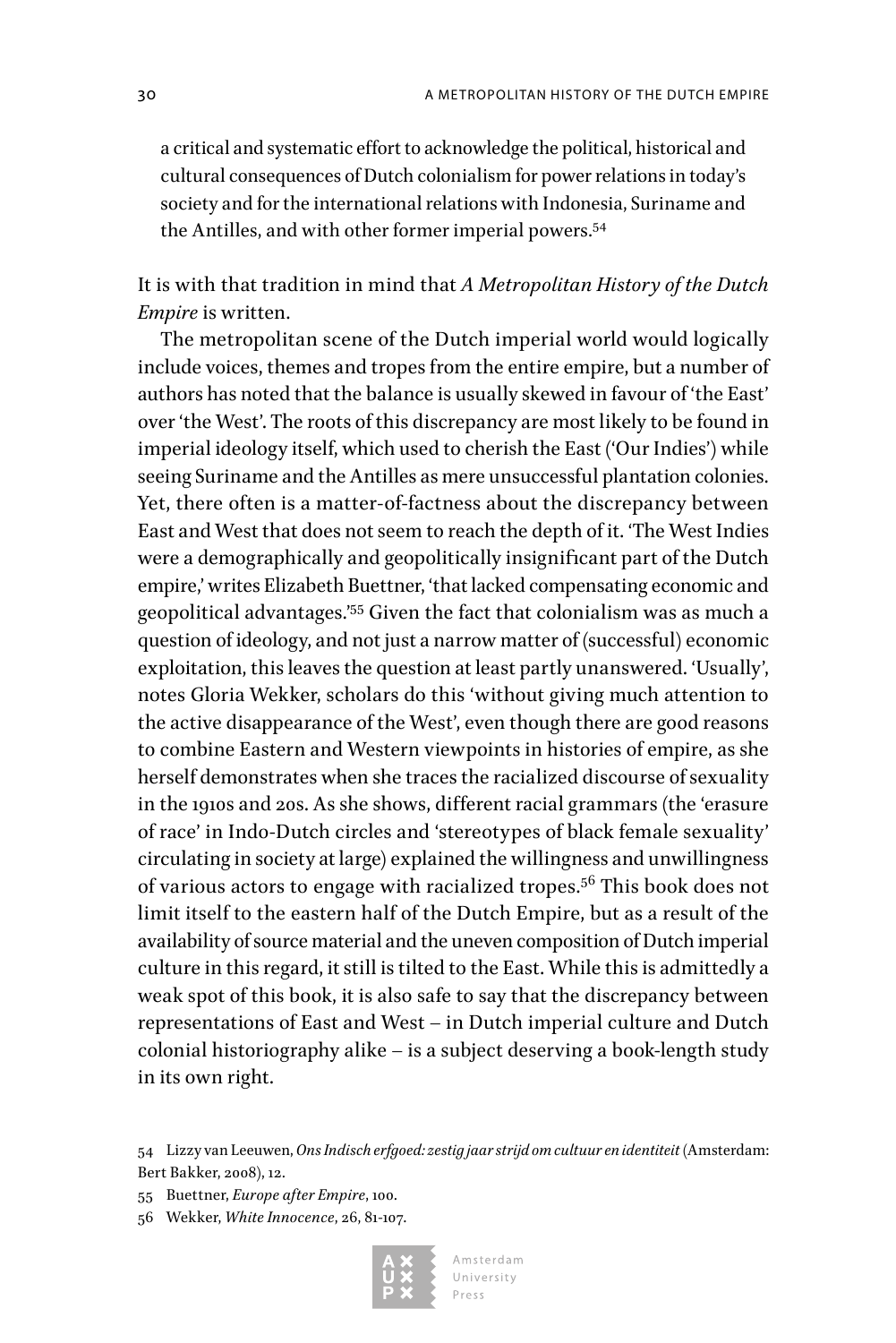> a critical and systematic effort to acknowledge the political, historical and cultural consequences of Dutch colonialism for power relations in today's society and for the international relations with Indonesia, Suriname and the Antilles, and with other former imperial powers.[54]

It is with that tradition in mind that *A Metropolitan History of the Dutch Empire* is written.

The metropolitan scene of the Dutch imperial world would logically include voices, themes and tropes from the entire empire, but a number of authors has noted that the balance is usually skewed in favour of 'the East' over 'the West'. The roots of this discrepancy are most likely to be found in imperial ideology itself, which used to cherish the East ('Our Indies') while seeing Suriname and the Antilles as mere unsuccessful plantation colonies. Yet, there often is a matter-of-factness about the discrepancy between East and West that does not seem to reach the depth of it. 'The West Indies were a demographically and geopolitically insignificant part of the Dutch empire,' writes Elizabeth Buettner, 'that lacked compensating economic and geopolitical advantages.'[55] Given the fact that colonialism was as much a question of ideology, and not just a narrow matter of (successful) economic exploitation, this leaves the question at least partly unanswered. 'Usually', notes Gloria Wekker, scholars do this 'without giving much attention to the active disappearance of the West', even though there are good reasons to combine Eastern and Western viewpoints in histories of empire, as she herself demonstrates when she traces the racialized discourse of sexuality in the 1910s and 20s. As she shows, different racial grammars (the 'erasure of race' in Indo-Dutch circles and 'stereotypes of black female sexuality' circulating in society at large) explained the willingness and unwillingness of various actors to engage with racialized tropes.[56] This book does not limit itself to the eastern half of the Dutch Empire, but as a result of the availability of source material and the uneven composition of Dutch imperial culture in this regard, it still is tilted to the East. While this is admittedly a weak spot of this book, it is also safe to say that the discrepancy between representations of East and West – in Dutch imperial culture and Dutch colonial historiography alike – is a subject deserving a book-length study in its own right.

54 Lizzy van Leeuwen, *Ons Indisch erfgoed: zestig jaar strijd om cultuur en identiteit* (Amsterdam: Bert Bakker, 2008), 12.

55 Buettner, *Europe after Empire*, 100.

56 Wekker, *White Innocence*, 26, 81-107.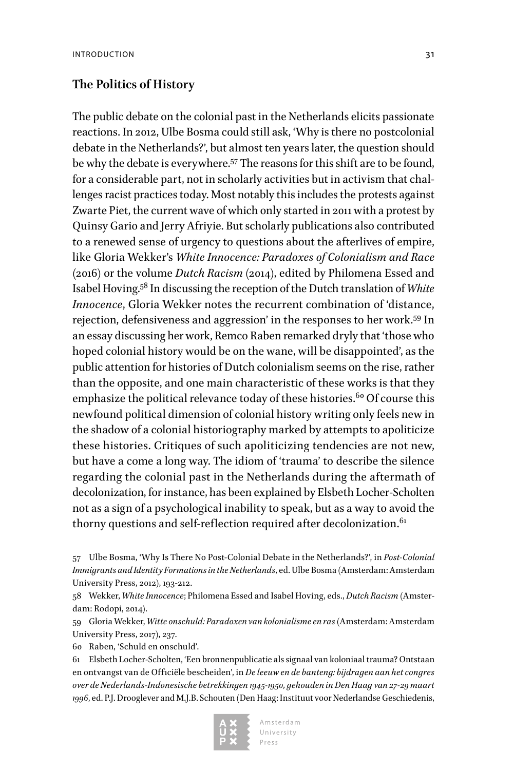## The Politics of History

The public debate on the colonial past in the Netherlands elicits passionate reactions. In 2012, Ulbe Bosma could still ask, 'Why is there no postcolonial debate in the Netherlands?', but almost ten years later, the question should be why the debate is everywhere.[57] The reasons for this shift are to be found, for a considerable part, not in scholarly activities but in activism that challenges racist practices today. Most notably this includes the protests against Zwarte Piet, the current wave of which only started in 2011 with a protest by Quinsy Gario and Jerry Afriyie. But scholarly publications also contributed to a renewed sense of urgency to questions about the afterlives of empire, like Gloria Wekker's *White Innocence: Paradoxes of Colonialism and Race* (2016) or the volume *Dutch Racism* (2014), edited by Philomena Essed and Isabel Hoving.[58] In discussing the reception of the Dutch translation of *White Innocence*, Gloria Wekker notes the recurrent combination of 'distance, rejection, defensiveness and aggression' in the responses to her work.[59] In an essay discussing her work, Remco Raben remarked dryly that 'those who hoped colonial history would be on the wane, will be disappointed', as the public attention for histories of Dutch colonialism seems on the rise, rather than the opposite, and one main characteristic of these works is that they emphasize the political relevance today of these histories.[60] Of course this newfound political dimension of colonial history writing only feels new in the shadow of a colonial historiography marked by attempts to apoliticize these histories. Critiques of such apoliticizing tendencies are not new, but have a come a long way. The idiom of 'trauma' to describe the silence regarding the colonial past in the Netherlands during the aftermath of decolonization, for instance, has been explained by Elsbeth Locher-Scholten not as a sign of a psychological inability to speak, but as a way to avoid the thorny questions and self-reflection required after decolonization.[61]

57 Ulbe Bosma, 'Why Is There No Post-Colonial Debate in the Netherlands?', in *Post-Colonial Immigrants and Identity Formations in the Netherlands*, ed. Ulbe Bosma (Amsterdam: Amsterdam University Press, 2012), 193-212.

58 Wekker, *White Innocence*; Philomena Essed and Isabel Hoving, eds., *Dutch Racism* (Amsterdam: Rodopi, 2014).

59 Gloria Wekker, *Witte onschuld: Paradoxen van kolonialisme en ras* (Amsterdam: Amsterdam University Press, 2017), 237.

60 Raben, 'Schuld en onschuld'.

61 Elsbeth Locher-Scholten, 'Een bronnenpublicatie als signaal van koloniaal trauma? Ontstaan en ontvangst van de Officiële bescheiden', in *De leeuw en de banteng: bijdragen aan het congres over de Nederlands-Indonesische betrekkingen 1945-1950, gehouden in Den Haag van 27-29 maart 1996*, ed. P.J. Drooglever and M.J.B. Schouten (Den Haag: Instituut voor Nederlandse Geschiedenis,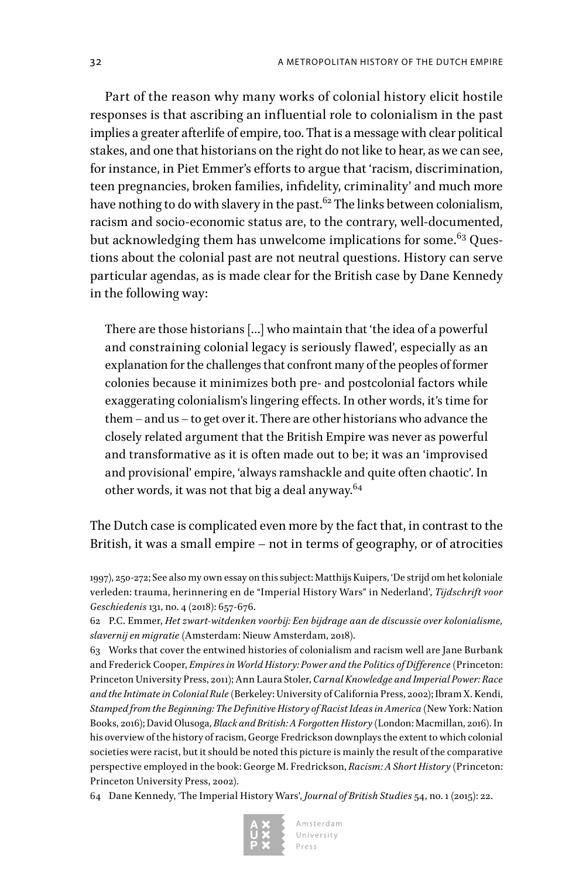Part of the reason why many works of colonial history elicit hostile responses is that ascribing an influential role to colonialism in the past implies a greater afterlife of empire, too. That is a message with clear political stakes, and one that historians on the right do not like to hear, as we can see, for instance, in Piet Emmer's efforts to argue that 'racism, discrimination, teen pregnancies, broken families, infidelity, criminality' and much more have nothing to do with slavery in the past.[62] The links between colonialism, racism and socio-economic status are, to the contrary, well-documented, but acknowledging them has unwelcome implications for some.[63] Questions about the colonial past are not neutral questions. History can serve particular agendas, as is made clear for the British case by Dane Kennedy in the following way:

> There are those historians [...] who maintain that 'the idea of a powerful and constraining colonial legacy is seriously flawed', especially as an explanation for the challenges that confront many of the peoples of former colonies because it minimizes both pre- and postcolonial factors while exaggerating colonialism's lingering effects. In other words, it's time for them – and us – to get over it. There are other historians who advance the closely related argument that the British Empire was never as powerful and transformative as it is often made out to be; it was an 'improvised and provisional' empire, 'always ramshackle and quite often chaotic'. In other words, it was not that big a deal anyway.[64]

The Dutch case is complicated even more by the fact that, in contrast to the British, it was a small empire – not in terms of geography, or of atrocities

1997), 250-272; See also my own essay on this subject: Matthijs Kuipers, 'De strijd om het koloniale verleden: trauma, herinnering en de "Imperial History Wars" in Nederland', *Tijdschrift voor Geschiedenis* 131, no. 4 (2018): 657-676.

62 P.C. Emmer, *Het zwart-witdenken voorbij: Een bijdrage aan de discussie over kolonialisme, slavernij en migratie* (Amsterdam: Nieuw Amsterdam, 2018).

63 Works that cover the entwined histories of colonialism and racism well are Jane Burbank and Frederick Cooper, *Empires in World History: Power and the Politics of Difference* (Princeton: Princeton University Press, 2011); Ann Laura Stoler, *Carnal Knowledge and Imperial Power: Race and the Intimate in Colonial Rule* (Berkeley: University of California Press, 2002); Ibram X. Kendi, *Stamped from the Beginning: The Definitive History of Racist Ideas in America* (New York: Nation Books, 2016); David Olusoga, *Black and British: A Forgotten History* (London: Macmillan, 2016). In his overview of the history of racism, George Fredrickson downplays the extent to which colonial societies were racist, but it should be noted this picture is mainly the result of the comparative perspective employed in the book: George M. Fredrickson, *Racism: A Short History* (Princeton: Princeton University Press, 2002).

64 Dane Kennedy, 'The Imperial History Wars', *Journal of British Studies* 54, no. 1 (2015): 22.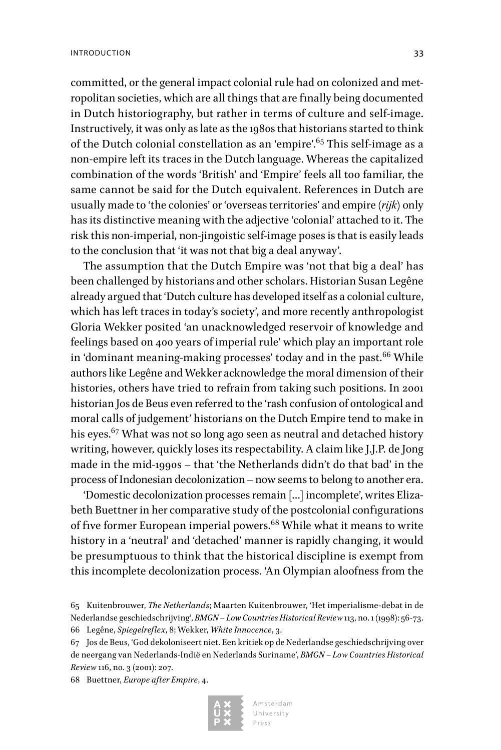committed, or the general impact colonial rule had on colonized and metropolitan societies, which are all things that are finally being documented in Dutch historiography, but rather in terms of culture and self-image. Instructively, it was only as late as the 1980s that historians started to think of the Dutch colonial constellation as an 'empire'.[65] This self-image as a non-empire left its traces in the Dutch language. Whereas the capitalized combination of the words 'British' and 'Empire' feels all too familiar, the same cannot be said for the Dutch equivalent. References in Dutch are usually made to 'the colonies' or 'overseas territories' and empire (*rijk*) only has its distinctive meaning with the adjective 'colonial' attached to it. The risk this non-imperial, non-jingoistic self-image poses is that is easily leads to the conclusion that 'it was not that big a deal anyway'.

The assumption that the Dutch Empire was 'not that big a deal' has been challenged by historians and other scholars. Historian Susan Legêne already argued that 'Dutch culture has developed itself as a colonial culture, which has left traces in today's society', and more recently anthropologist Gloria Wekker posited 'an unacknowledged reservoir of knowledge and feelings based on 400 years of imperial rule' which play an important role in 'dominant meaning-making processes' today and in the past.[66] While authors like Legêne and Wekker acknowledge the moral dimension of their histories, others have tried to refrain from taking such positions. In 2001 historian Jos de Beus even referred to the 'rash confusion of ontological and moral calls of judgement' historians on the Dutch Empire tend to make in his eyes.[67] What was not so long ago seen as neutral and detached history writing, however, quickly loses its respectability. A claim like J.J.P. de Jong made in the mid-1990s – that 'the Netherlands didn't do that bad' in the process of Indonesian decolonization – now seems to belong to another era.

'Domestic decolonization processes remain […] incomplete', writes Elizabeth Buettner in her comparative study of the postcolonial configurations of five former European imperial powers.[68] While what it means to write history in a 'neutral' and 'detached' manner is rapidly changing, it would be presumptuous to think that the historical discipline is exempt from this incomplete decolonization process. 'An Olympian aloofness from the

65 Kuitenbrouwer, *The Netherlands*; Maarten Kuitenbrouwer, 'Het imperialisme-debat in de Nederlandse geschiedschrijving', *BMGN – Low Countries Historical Review* 113, no. 1 (1998): 56-73.

66 Legêne, *Spiegelreflex*, 8; Wekker, *White Innocence*, 3.

67 Jos de Beus, 'God dekoloniseert niet. Een kritiek op de Nederlandse geschiedschrijving over de neergang van Nederlands-Indië en Nederlands Suriname', *BMGN – Low Countries Historical Review* 116, no. 3 (2001): 207.

68 Buettner, *Europe after Empire*, 4.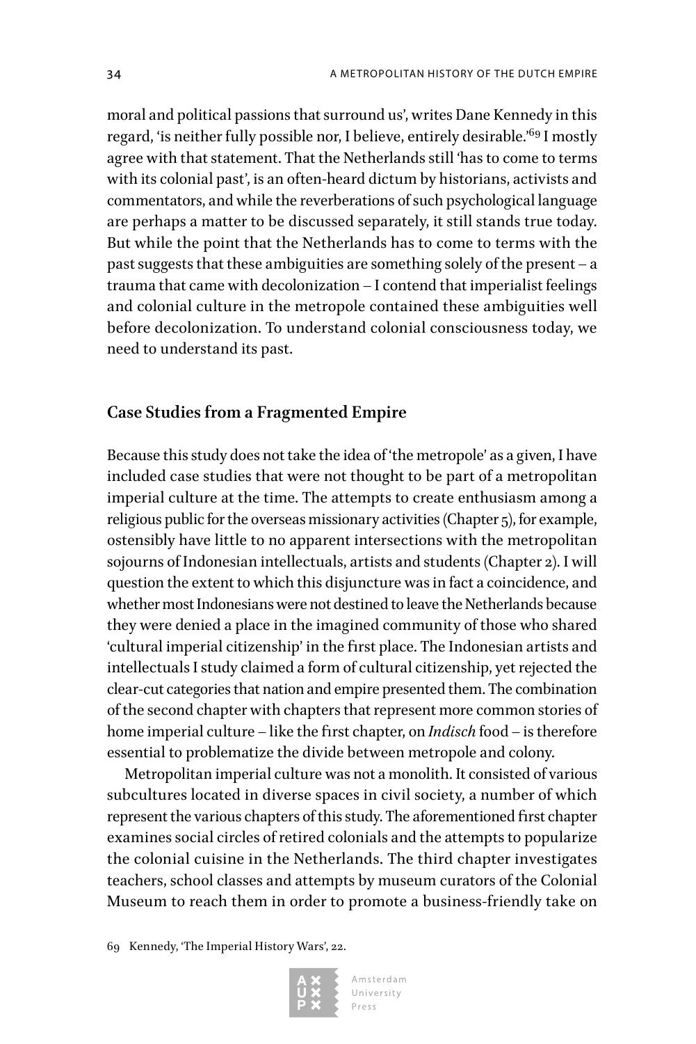moral and political passions that surround us', writes Dane Kennedy in this regard, 'is neither fully possible nor, I believe, entirely desirable.'[69] I mostly agree with that statement. That the Netherlands still 'has to come to terms with its colonial past', is an often-heard dictum by historians, activists and commentators, and while the reverberations of such psychological language are perhaps a matter to be discussed separately, it still stands true today. But while the point that the Netherlands has to come to terms with the past suggests that these ambiguities are something solely of the present – a trauma that came with decolonization – I contend that imperialist feelings and colonial culture in the metropole contained these ambiguities well before decolonization. To understand colonial consciousness today, we need to understand its past.

## Case Studies from a Fragmented Empire

Because this study does not take the idea of 'the metropole' as a given, I have included case studies that were not thought to be part of a metropolitan imperial culture at the time. The attempts to create enthusiasm among a religious public for the overseas missionary activities (Chapter 5), for example, ostensibly have little to no apparent intersections with the metropolitan sojourns of Indonesian intellectuals, artists and students (Chapter 2). I will question the extent to which this disjuncture was in fact a coincidence, and whether most Indonesians were not destined to leave the Netherlands because they were denied a place in the imagined community of those who shared 'cultural imperial citizenship' in the first place. The Indonesian artists and intellectuals I study claimed a form of cultural citizenship, yet rejected the clear-cut categories that nation and empire presented them. The combination of the second chapter with chapters that represent more common stories of home imperial culture – like the first chapter, on *Indisch* food – is therefore essential to problematize the divide between metropole and colony.

Metropolitan imperial culture was not a monolith. It consisted of various subcultures located in diverse spaces in civil society, a number of which represent the various chapters of this study. The aforementioned first chapter examines social circles of retired colonials and the attempts to popularize the colonial cuisine in the Netherlands. The third chapter investigates teachers, school classes and attempts by museum curators of the Colonial Museum to reach them in order to promote a business-friendly take on

69 Kennedy, 'The Imperial History Wars', 22.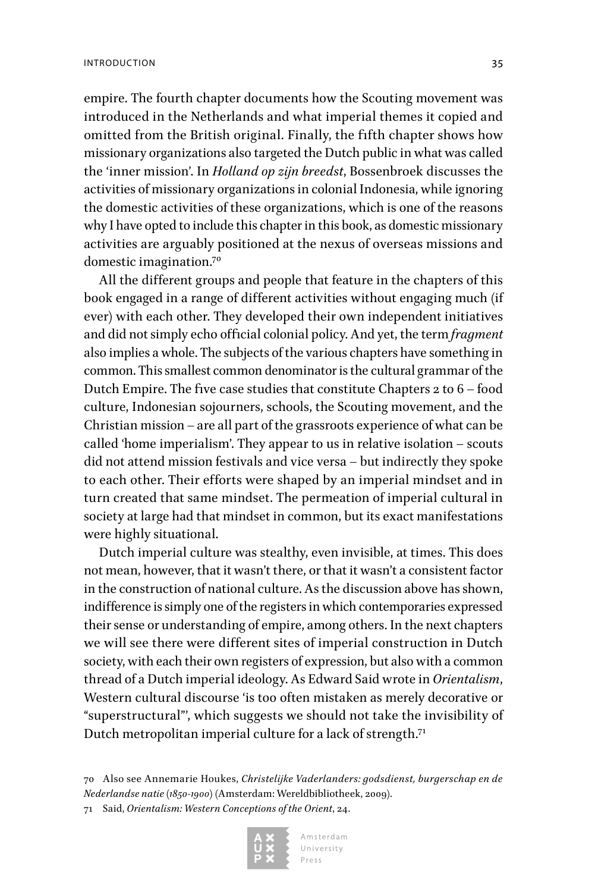empire. The fourth chapter documents how the Scouting movement was introduced in the Netherlands and what imperial themes it copied and omitted from the British original. Finally, the fifth chapter shows how missionary organizations also targeted the Dutch public in what was called the 'inner mission'. In *Holland op zijn breedst*, Bossenbroek discusses the activities of missionary organizations in colonial Indonesia, while ignoring the domestic activities of these organizations, which is one of the reasons why I have opted to include this chapter in this book, as domestic missionary activities are arguably positioned at the nexus of overseas missions and domestic imagination.[70]

All the different groups and people that feature in the chapters of this book engaged in a range of different activities without engaging much (if ever) with each other. They developed their own independent initiatives and did not simply echo official colonial policy. And yet, the term *fragment* also implies a whole. The subjects of the various chapters have something in common. This smallest common denominator is the cultural grammar of the Dutch Empire. The five case studies that constitute Chapters 2 to 6 – food culture, Indonesian sojourners, schools, the Scouting movement, and the Christian mission – are all part of the grassroots experience of what can be called 'home imperialism'. They appear to us in relative isolation – scouts did not attend mission festivals and vice versa – but indirectly they spoke to each other. Their efforts were shaped by an imperial mindset and in turn created that same mindset. The permeation of imperial cultural in society at large had that mindset in common, but its exact manifestations were highly situational.

Dutch imperial culture was stealthy, even invisible, at times. This does not mean, however, that it wasn't there, or that it wasn't a consistent factor in the construction of national culture. As the discussion above has shown, indifference is simply one of the registers in which contemporaries expressed their sense or understanding of empire, among others. In the next chapters we will see there were different sites of imperial construction in Dutch society, with each their own registers of expression, but also with a common thread of a Dutch imperial ideology. As Edward Said wrote in *Orientalism*, Western cultural discourse 'is too often mistaken as merely decorative or "superstructural"', which suggests we should not take the invisibility of Dutch metropolitan imperial culture for a lack of strength.[71]

70 Also see Annemarie Houkes, *Christelijke Vaderlanders: godsdienst, burgerschap en de Nederlandse natie (1850-1900)* (Amsterdam: Wereldbibliotheek, 2009).

71 Said, *Orientalism: Western Conceptions of the Orient*, 24.